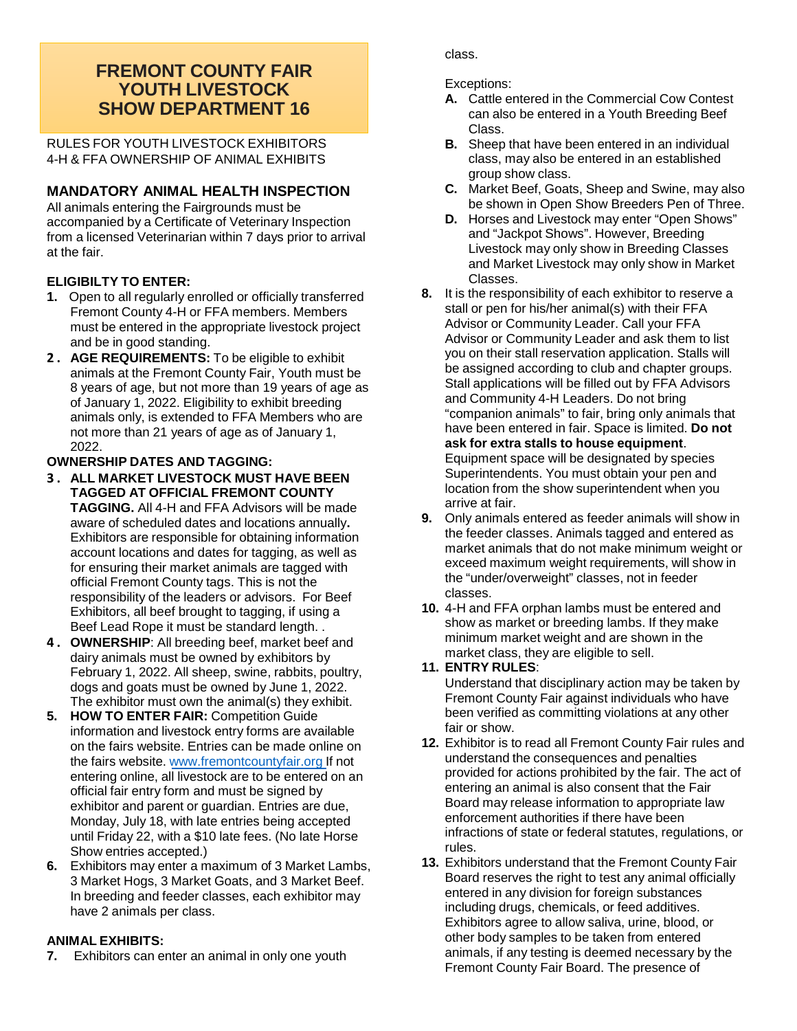# FREMONT COUNTY FAIR YOUTH LIVESTOCK SHOW DEPARTMENT 16

RULES FOR YOUTH LIVESTOCK EXHIBITORS
4-H & FFA OWNERSHIP OF ANIMAL EXHIBITS

## MANDATORY ANIMAL HEALTH INSPECTION

All animals entering the Fairgrounds must be accompanied by a Certificate of Veterinary Inspection from a licensed Veterinarian within 7 days prior to arrival at the fair.

### ELIGIBILTY TO ENTER:

1. Open to all regularly enrolled or officially transferred Fremont County 4-H or FFA members. Members must be entered in the appropriate livestock project and be in good standing.
2. **AGE REQUIREMENTS:** To be eligible to exhibit animals at the Fremont County Fair, Youth must be 8 years of age, but not more than 19 years of age as of January 1, 2022. Eligibility to exhibit breeding animals only, is extended to FFA Members who are not more than 21 years of age as of January 1, 2022.

### OWNERSHIP DATES AND TAGGING:

3. **ALL MARKET LIVESTOCK MUST HAVE BEEN TAGGED AT OFFICIAL FREMONT COUNTY TAGGING.** All 4-H and FFA Advisors will be made aware of scheduled dates and locations annually**.** Exhibitors are responsible for obtaining information account locations and dates for tagging, as well as for ensuring their market animals are tagged with official Fremont County tags. This is not the responsibility of the leaders or advisors. For Beef Exhibitors, all beef brought to tagging, if using a Beef Lead Rope it must be standard length. .
4. **OWNERSHIP**: All breeding beef, market beef and dairy animals must be owned by exhibitors by February 1, 2022. All sheep, swine, rabbits, poultry, dogs and goats must be owned by June 1, 2022. The exhibitor must own the animal(s) they exhibit.
5. **HOW TO ENTER FAIR:** Competition Guide information and livestock entry forms are available on the fairs website. Entries can be made online on the fairs website. www.fremontcountyfair.org If not entering online, all livestock are to be entered on an official fair entry form and must be signed by exhibitor and parent or guardian. Entries are due, Monday, July 18, with late entries being accepted until Friday 22, with a $10 late fees. (No late Horse Show entries accepted.)
6. Exhibitors may enter a maximum of 3 Market Lambs, 3 Market Hogs, 3 Market Goats, and 3 Market Beef. In breeding and feeder classes, each exhibitor may have 2 animals per class.

### ANIMAL EXHIBITS:

7. Exhibitors can enter an animal in only one youth class.

   Exceptions:

   **A.** Cattle entered in the Commercial Cow Contest can also be entered in a Youth Breeding Beef Class.

   **B.** Sheep that have been entered in an individual class, may also be entered in an established group show class.

   **C.** Market Beef, Goats, Sheep and Swine, may also be shown in Open Show Breeders Pen of Three.

   **D.** Horses and Livestock may enter "Open Shows" and "Jackpot Shows". However, Breeding Livestock may only show in Breeding Classes and Market Livestock may only show in Market Classes.
8. It is the responsibility of each exhibitor to reserve a stall or pen for his/her animal(s) with their FFA Advisor or Community Leader. Call your FFA Advisor or Community Leader and ask them to list you on their stall reservation application. Stalls will be assigned according to club and chapter groups. Stall applications will be filled out by FFA Advisors and Community 4-H Leaders. Do not bring "companion animals" to fair, bring only animals that have been entered in fair. Space is limited. **Do not ask for extra stalls to house equipment**. Equipment space will be designated by species Superintendents. You must obtain your pen and location from the show superintendent when you arrive at fair.
9. Only animals entered as feeder animals will show in the feeder classes. Animals tagged and entered as market animals that do not make minimum weight or exceed maximum weight requirements, will show in the "under/overweight" classes, not in feeder classes.
10. 4-H and FFA orphan lambs must be entered and show as market or breeding lambs. If they make minimum market weight and are shown in the market class, they are eligible to sell.
11. **ENTRY RULES**:
    Understand that disciplinary action may be taken by Fremont County Fair against individuals who have been verified as committing violations at any other fair or show.
12. Exhibitor is to read all Fremont County Fair rules and understand the consequences and penalties provided for actions prohibited by the fair. The act of entering an animal is also consent that the Fair Board may release information to appropriate law enforcement authorities if there have been infractions of state or federal statutes, regulations, or rules.
13. Exhibitors understand that the Fremont County Fair Board reserves the right to test any animal officially entered in any division for foreign substances including drugs, chemicals, or feed additives. Exhibitors agree to allow saliva, urine, blood, or other body samples to be taken from entered animals, if any testing is deemed necessary by the Fremont County Fair Board. The presence of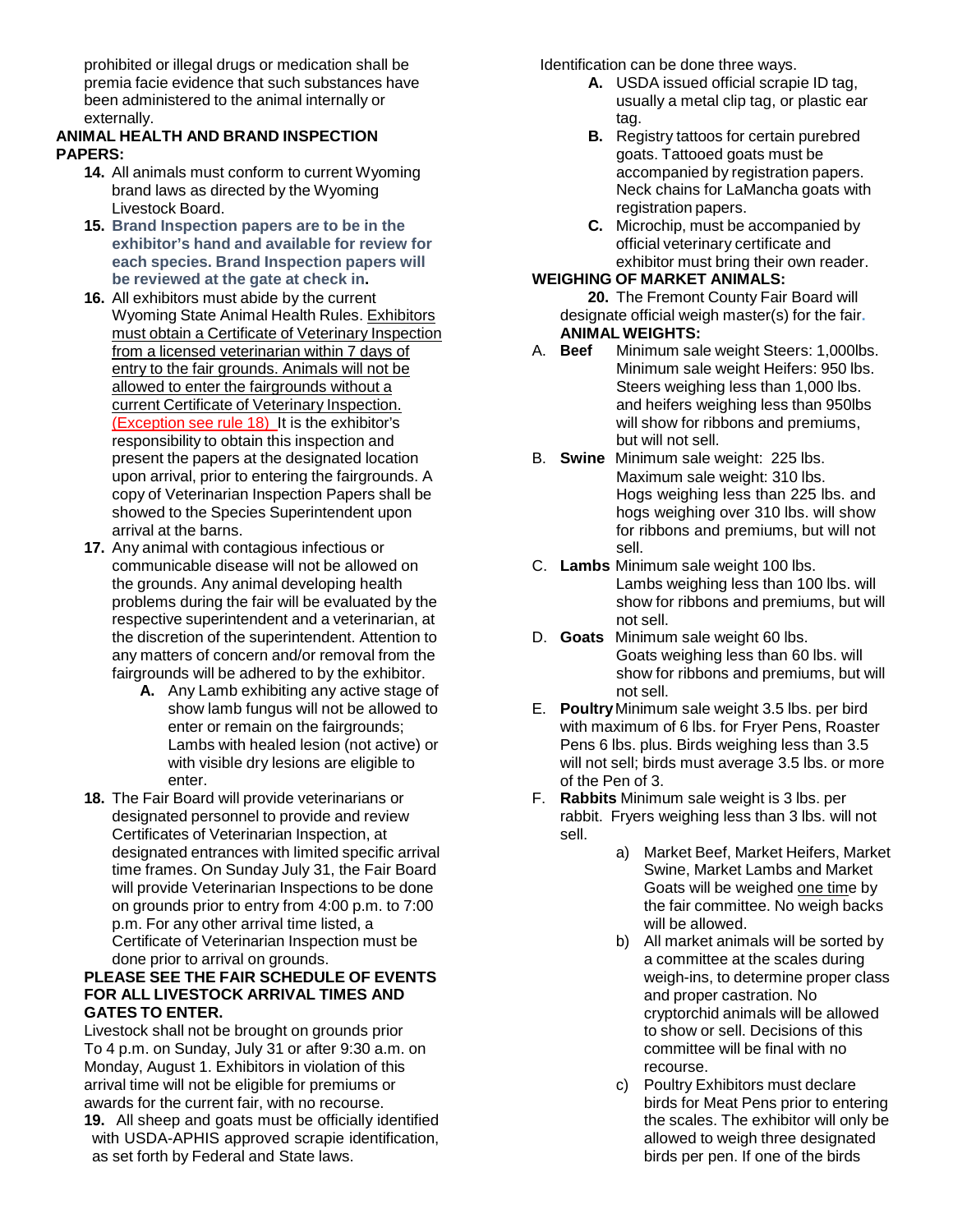prohibited or illegal drugs or medication shall be premia facie evidence that such substances have been administered to the animal internally or externally.

**ANIMAL HEALTH AND BRAND INSPECTION PAPERS:**

14. All animals must conform to current Wyoming brand laws as directed by the Wyoming Livestock Board.
15. **Brand Inspection papers are to be in the exhibitor's hand and available for review for each species. Brand Inspection papers will be reviewed at the gate at check in.**
16. All exhibitors must abide by the current Wyoming State Animal Health Rules. Exhibitors must obtain a Certificate of Veterinary Inspection from a licensed veterinarian within 7 days of entry to the fair grounds. Animals will not be allowed to enter the fairgrounds without a current Certificate of Veterinary Inspection. (Exception see rule 18) It is the exhibitor's responsibility to obtain this inspection and present the papers at the designated location upon arrival, prior to entering the fairgrounds. A copy of Veterinarian Inspection Papers shall be showed to the Species Superintendent upon arrival at the barns.
17. Any animal with contagious infectious or communicable disease will not be allowed on the grounds. Any animal developing health problems during the fair will be evaluated by the respective superintendent and a veterinarian, at the discretion of the superintendent. Attention to any matters of concern and/or removal from the fairgrounds will be adhered to by the exhibitor.
    - **A.** Any Lamb exhibiting any active stage of show lamb fungus will not be allowed to enter or remain on the fairgrounds; Lambs with healed lesion (not active) or with visible dry lesions are eligible to enter.
18. The Fair Board will provide veterinarians or designated personnel to provide and review Certificates of Veterinarian Inspection, at designated entrances with limited specific arrival time frames. On Sunday July 31, the Fair Board will provide Veterinarian Inspections to be done on grounds prior to entry from 4:00 p.m. to 7:00 p.m. For any other arrival time listed, a Certificate of Veterinarian Inspection must be done prior to arrival on grounds.

**PLEASE SEE THE FAIR SCHEDULE OF EVENTS FOR ALL LIVESTOCK ARRIVAL TIMES AND GATES TO ENTER.**

Livestock shall not be brought on grounds prior To 4 p.m. on Sunday, July 31 or after 9:30 a.m. on Monday, August 1. Exhibitors in violation of this arrival time will not be eligible for premiums or awards for the current fair, with no recourse.

19. All sheep and goats must be officially identified with USDA-APHIS approved scrapie identification, as set forth by Federal and State laws.

Identification can be done three ways.

- **A.** USDA issued official scrapie ID tag, usually a metal clip tag, or plastic ear tag.
- **B.** Registry tattoos for certain purebred goats. Tattooed goats must be accompanied by registration papers. Neck chains for LaMancha goats with registration papers.
- **C.** Microchip, must be accompanied by official veterinary certificate and exhibitor must bring their own reader.

**WEIGHING OF MARKET ANIMALS:**

20. The Fremont County Fair Board will designate official weigh master(s) for the fair.

**ANIMAL WEIGHTS:**

A. **Beef** Minimum sale weight Steers: 1,000lbs. Minimum sale weight Heifers: 950 lbs. Steers weighing less than 1,000 lbs. and heifers weighing less than 950lbs will show for ribbons and premiums, but will not sell.

B. **Swine** Minimum sale weight: 225 lbs. Maximum sale weight: 310 lbs. Hogs weighing less than 225 lbs. and hogs weighing over 310 lbs. will show for ribbons and premiums, but will not sell.

C. **Lambs** Minimum sale weight 100 lbs. Lambs weighing less than 100 lbs. will show for ribbons and premiums, but will not sell.

D. **Goats** Minimum sale weight 60 lbs. Goats weighing less than 60 lbs. will show for ribbons and premiums, but will not sell.

E. **Poultry** Minimum sale weight 3.5 lbs. per bird with maximum of 6 lbs. for Fryer Pens, Roaster Pens 6 lbs. plus. Birds weighing less than 3.5 will not sell; birds must average 3.5 lbs. or more of the Pen of 3.

F. **Rabbits** Minimum sale weight is 3 lbs. per rabbit. Fryers weighing less than 3 lbs. will not sell.

- a) Market Beef, Market Heifers, Market Swine, Market Lambs and Market Goats will be weighed one time by the fair committee. No weigh backs will be allowed.
- b) All market animals will be sorted by a committee at the scales during weigh-ins, to determine proper class and proper castration. No cryptorchid animals will be allowed to show or sell. Decisions of this committee will be final with no recourse.
- c) Poultry Exhibitors must declare birds for Meat Pens prior to entering the scales. The exhibitor will only be allowed to weigh three designated birds per pen. If one of the birds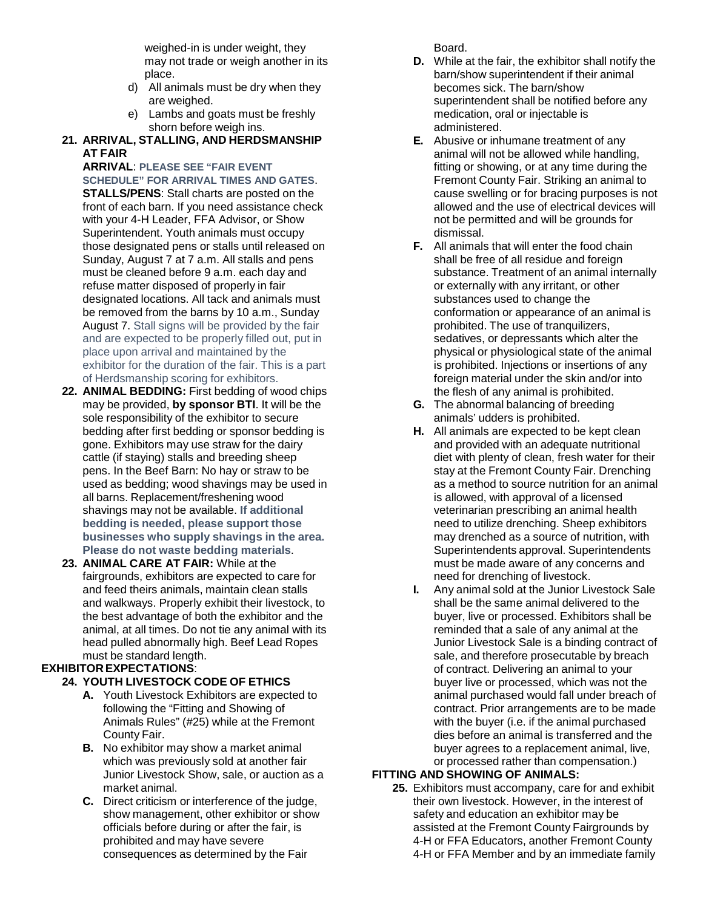weighed-in is under weight, they may not trade or weigh another in its place.

d) All animals must be dry when they are weighed.

e) Lambs and goats must be freshly shorn before weigh ins.

**21. ARRIVAL, STALLING, AND HERDSMANSHIP AT FAIR**

**ARRIVAL**: **PLEASE SEE "FAIR EVENT SCHEDULE" FOR ARRIVAL TIMES AND GATES**.

**STALLS/PENS**: Stall charts are posted on the front of each barn. If you need assistance check with your 4-H Leader, FFA Advisor, or Show Superintendent. Youth animals must occupy those designated pens or stalls until released on Sunday, August 7 at 7 a.m. All stalls and pens must be cleaned before 9 a.m. each day and refuse matter disposed of properly in fair designated locations. All tack and animals must be removed from the barns by 10 a.m., Sunday August 7. Stall signs will be provided by the fair and are expected to be properly filled out, put in place upon arrival and maintained by the exhibitor for the duration of the fair. This is a part of Herdsmanship scoring for exhibitors.

**22. ANIMAL BEDDING:** First bedding of wood chips may be provided, **by sponsor BTI**. It will be the sole responsibility of the exhibitor to secure bedding after first bedding or sponsor bedding is gone. Exhibitors may use straw for the dairy cattle (if staying) stalls and breeding sheep pens. In the Beef Barn: No hay or straw to be used as bedding; wood shavings may be used in all barns. Replacement/freshening wood shavings may not be available. **If additional bedding is needed, please support those businesses who supply shavings in the area. Please do not waste bedding materials**.

**23. ANIMAL CARE AT FAIR:** While at the fairgrounds, exhibitors are expected to care for and feed theirs animals, maintain clean stalls and walkways. Properly exhibit their livestock, to the best advantage of both the exhibitor and the animal, at all times. Do not tie any animal with its head pulled abnormally high. Beef Lead Ropes must be standard length.

**EXHIBITOR EXPECTATIONS**:

**24. YOUTH LIVESTOCK CODE OF ETHICS**

**A.** Youth Livestock Exhibitors are expected to following the "Fitting and Showing of Animals Rules" (#25) while at the Fremont County Fair.

**B.** No exhibitor may show a market animal which was previously sold at another fair Junior Livestock Show, sale, or auction as a market animal.

**C.** Direct criticism or interference of the judge, show management, other exhibitor or show officials before during or after the fair, is prohibited and may have severe consequences as determined by the Fair Board.

**D.** While at the fair, the exhibitor shall notify the barn/show superintendent if their animal becomes sick. The barn/show superintendent shall be notified before any medication, oral or injectable is administered.

**E.** Abusive or inhumane treatment of any animal will not be allowed while handling, fitting or showing, or at any time during the Fremont County Fair. Striking an animal to cause swelling or for bracing purposes is not allowed and the use of electrical devices will not be permitted and will be grounds for dismissal.

**F.** All animals that will enter the food chain shall be free of all residue and foreign substance. Treatment of an animal internally or externally with any irritant, or other substances used to change the conformation or appearance of an animal is prohibited. The use of tranquilizers, sedatives, or depressants which alter the physical or physiological state of the animal is prohibited. Injections or insertions of any foreign material under the skin and/or into the flesh of any animal is prohibited.

**G.** The abnormal balancing of breeding animals' udders is prohibited.

**H.** All animals are expected to be kept clean and provided with an adequate nutritional diet with plenty of clean, fresh water for their stay at the Fremont County Fair. Drenching as a method to source nutrition for an animal is allowed, with approval of a licensed veterinarian prescribing an animal health need to utilize drenching. Sheep exhibitors may drenched as a source of nutrition, with Superintendents approval. Superintendents must be made aware of any concerns and need for drenching of livestock.

**I.** Any animal sold at the Junior Livestock Sale shall be the same animal delivered to the buyer, live or processed. Exhibitors shall be reminded that a sale of any animal at the Junior Livestock Sale is a binding contract of sale, and therefore prosecutable by breach of contract. Delivering an animal to your buyer live or processed, which was not the animal purchased would fall under breach of contract. Prior arrangements are to be made with the buyer (i.e. if the animal purchased dies before an animal is transferred and the buyer agrees to a replacement animal, live, or processed rather than compensation.)

**FITTING AND SHOWING OF ANIMALS:**

**25.** Exhibitors must accompany, care for and exhibit their own livestock. However, in the interest of safety and education an exhibitor may be assisted at the Fremont County Fairgrounds by 4-H or FFA Educators, another Fremont County 4-H or FFA Member and by an immediate family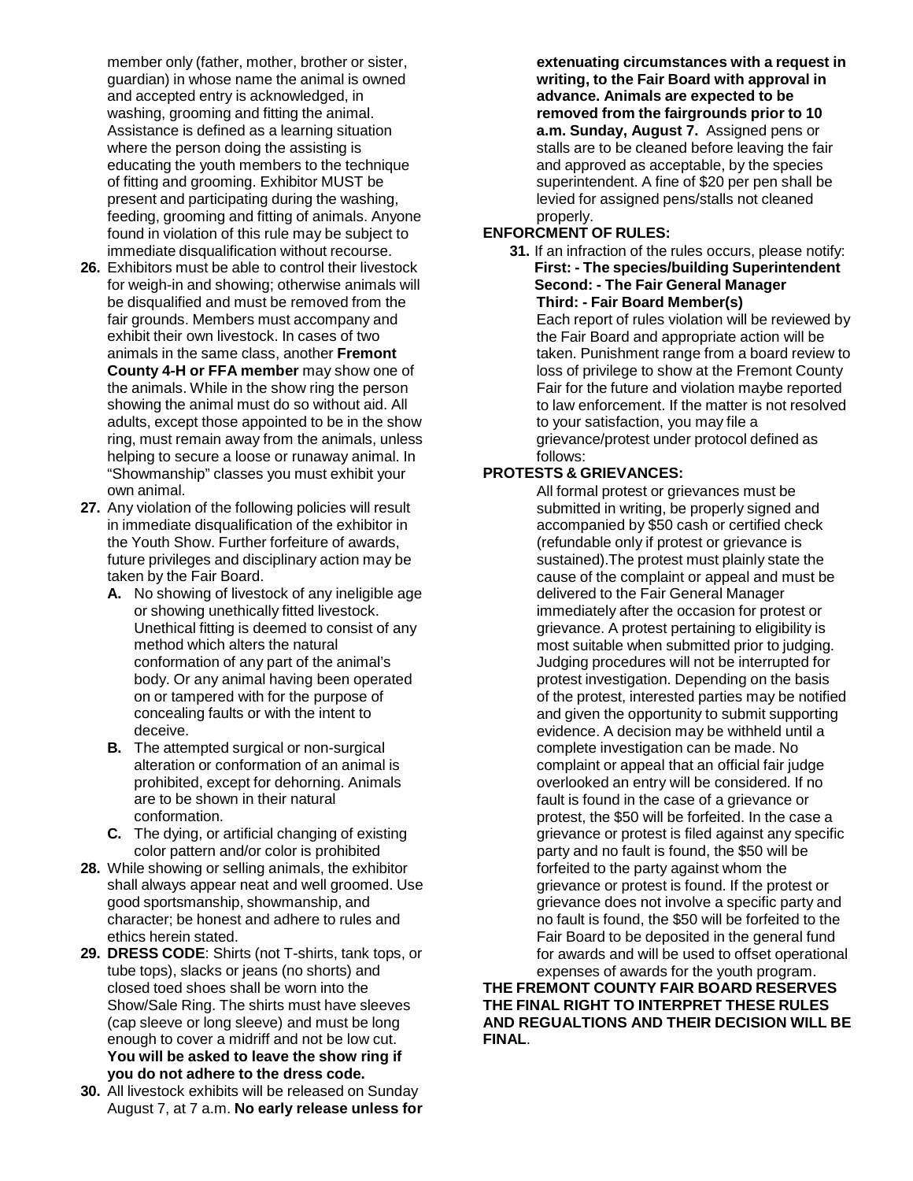member only (father, mother, brother or sister, guardian) in whose name the animal is owned and accepted entry is acknowledged, in washing, grooming and fitting the animal. Assistance is defined as a learning situation where the person doing the assisting is educating the youth members to the technique of fitting and grooming. Exhibitor MUST be present and participating during the washing, feeding, grooming and fitting of animals. Anyone found in violation of this rule may be subject to immediate disqualification without recourse.

26. Exhibitors must be able to control their livestock for weigh-in and showing; otherwise animals will be disqualified and must be removed from the fair grounds. Members must accompany and exhibit their own livestock. In cases of two animals in the same class, another **Fremont County 4-H or FFA member** may show one of the animals. While in the show ring the person showing the animal must do so without aid. All adults, except those appointed to be in the show ring, must remain away from the animals, unless helping to secure a loose or runaway animal. In "Showmanship" classes you must exhibit your own animal.

27. Any violation of the following policies will result in immediate disqualification of the exhibitor in the Youth Show. Further forfeiture of awards, future privileges and disciplinary action may be taken by the Fair Board.
    - **A.** No showing of livestock of any ineligible age or showing unethically fitted livestock. Unethical fitting is deemed to consist of any method which alters the natural conformation of any part of the animal's body. Or any animal having been operated on or tampered with for the purpose of concealing faults or with the intent to deceive.
    - **B.** The attempted surgical or non-surgical alteration or conformation of an animal is prohibited, except for dehorning. Animals are to be shown in their natural conformation.
    - **C.** The dying, or artificial changing of existing color pattern and/or color is prohibited

28. While showing or selling animals, the exhibitor shall always appear neat and well groomed. Use good sportsmanship, showmanship, and character; be honest and adhere to rules and ethics herein stated.

29. **DRESS CODE**: Shirts (not T-shirts, tank tops, or tube tops), slacks or jeans (no shorts) and closed toed shoes shall be worn into the Show/Sale Ring. The shirts must have sleeves (cap sleeve or long sleeve) and must be long enough to cover a midriff and not be low cut. **You will be asked to leave the show ring if you do not adhere to the dress code.**

30. All livestock exhibits will be released on Sunday August 7, at 7 a.m. **No early release unless for extenuating circumstances with a request in writing, to the Fair Board with approval in advance. Animals are expected to be removed from the fairgrounds prior to 10 a.m. Sunday, August 7.** Assigned pens or stalls are to be cleaned before leaving the fair and approved as acceptable, by the species superintendent. A fine of $20 per pen shall be levied for assigned pens/stalls not cleaned properly.

**ENFORCMENT OF RULES:**

31. If an infraction of the rules occurs, please notify:
    **First: - The species/building Superintendent**
    **Second: - The Fair General Manager**
    **Third: - Fair Board Member(s)**
    Each report of rules violation will be reviewed by the Fair Board and appropriate action will be taken. Punishment range from a board review to loss of privilege to show at the Fremont County Fair for the future and violation maybe reported to law enforcement. If the matter is not resolved to your satisfaction, you may file a grievance/protest under protocol defined as follows:

**PROTESTS & GRIEVANCES:**

All formal protest or grievances must be submitted in writing, be properly signed and accompanied by $50 cash or certified check (refundable only if protest or grievance is sustained).The protest must plainly state the cause of the complaint or appeal and must be delivered to the Fair General Manager immediately after the occasion for protest or grievance. A protest pertaining to eligibility is most suitable when submitted prior to judging. Judging procedures will not be interrupted for protest investigation. Depending on the basis of the protest, interested parties may be notified and given the opportunity to submit supporting evidence. A decision may be withheld until a complete investigation can be made. No complaint or appeal that an official fair judge overlooked an entry will be considered. If no fault is found in the case of a grievance or protest, the $50 will be forfeited. In the case a grievance or protest is filed against any specific party and no fault is found, the $50 will be forfeited to the party against whom the grievance or protest is found. If the protest or grievance does not involve a specific party and no fault is found, the $50 will be forfeited to the Fair Board to be deposited in the general fund for awards and will be used to offset operational expenses of awards for the youth program.

**THE FREMONT COUNTY FAIR BOARD RESERVES THE FINAL RIGHT TO INTERPRET THESE RULES AND REGUALTIONS AND THEIR DECISION WILL BE FINAL**.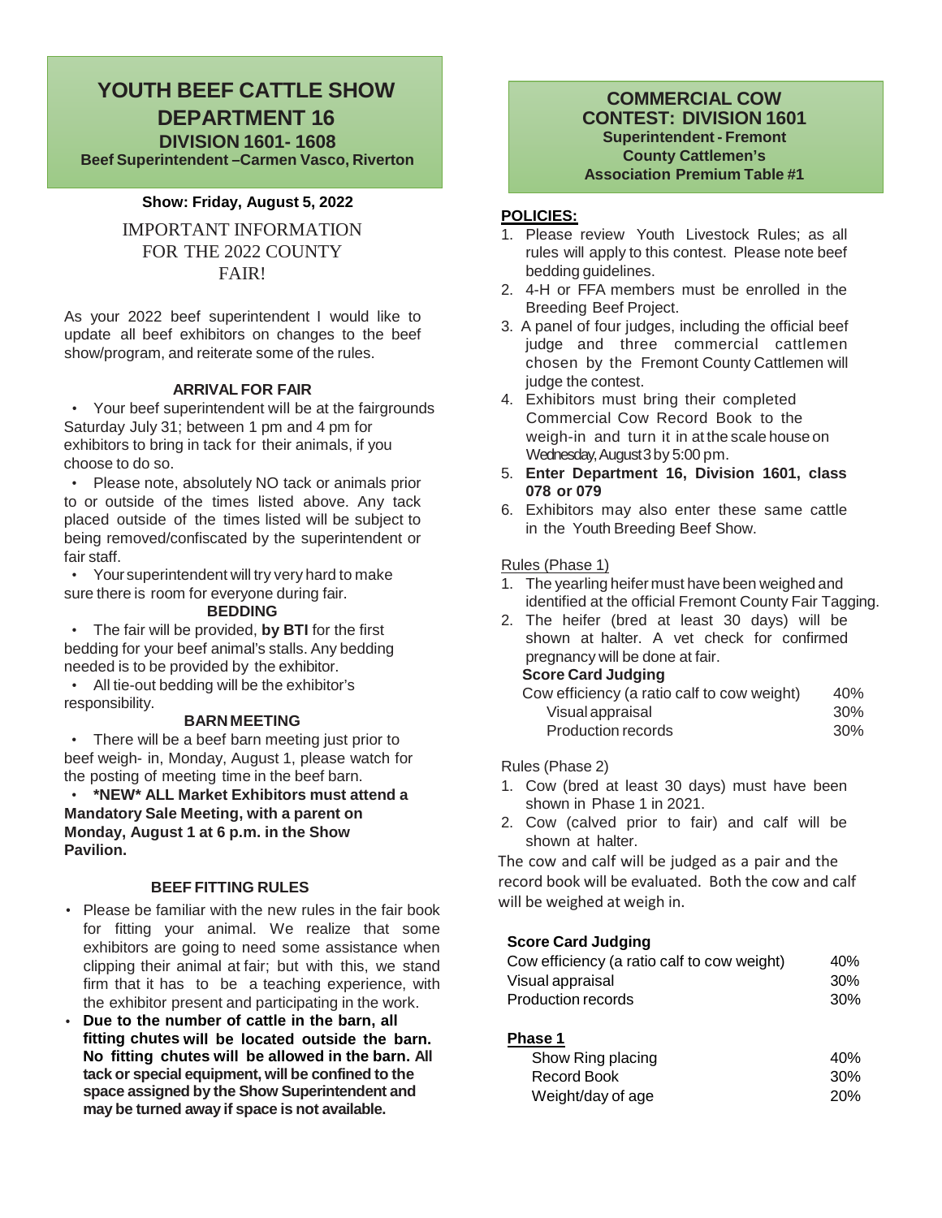# YOUTH BEEF CATTLE SHOW DEPARTMENT 16

## DIVISION 1601- 1608

**Beef Superintendent –Carmen Vasco, Riverton**

**Show: Friday, August 5, 2022**

### IMPORTANT INFORMATION FOR THE 2022 COUNTY FAIR!

As your 2022 beef superintendent I would like to update all beef exhibitors on changes to the beef show/program, and reiterate some of the rules.

**ARRIVAL FOR FAIR**

- Your beef superintendent will be at the fairgrounds Saturday July 31; between 1 pm and 4 pm for exhibitors to bring in tack for their animals, if you choose to do so.
- Please note, absolutely NO tack or animals prior to or outside of the times listed above. Any tack placed outside of the times listed will be subject to being removed/confiscated by the superintendent or fair staff.
- Your superintendent will try very hard to make sure there is room for everyone during fair.

**BEDDING**

- The fair will be provided, **by BTI** for the first bedding for your beef animal's stalls. Any bedding needed is to be provided by the exhibitor.
- All tie-out bedding will be the exhibitor's responsibility.

**BARN MEETING**

- There will be a beef barn meeting just prior to beef weigh- in, Monday, August 1, please watch for the posting of meeting time in the beef barn.
- **\*NEW\* ALL Market Exhibitors must attend a Mandatory Sale Meeting, with a parent on Monday, August 1 at 6 p.m. in the Show Pavilion.**

**BEEF FITTING RULES**

- Please be familiar with the new rules in the fair book for fitting your animal. We realize that some exhibitors are going to need some assistance when clipping their animal at fair; but with this, we stand firm that it has to be a teaching experience, with the exhibitor present and participating in the work.
- **Due to the number of cattle in the barn, all fitting chutes will be located outside the barn. No fitting chutes will be allowed in the barn. All tack or special equipment, will be confined to the space assigned by the Show Superintendent and may be turned away if space is not available.**

## COMMERCIAL COW CONTEST: DIVISION 1601

**Superintendent - Fremont County Cattlemen's Association Premium Table #1**

**POLICIES:**

1. Please review Youth Livestock Rules; as all rules will apply to this contest. Please note beef bedding guidelines.
2. 4-H or FFA members must be enrolled in the Breeding Beef Project.
3. A panel of four judges, including the official beef judge and three commercial cattlemen chosen by the Fremont County Cattlemen will judge the contest.
4. Exhibitors must bring their completed Commercial Cow Record Book to the weigh-in and turn it in at the scale house on Wednesday, August 3 by 5:00 pm.
5. **Enter Department 16, Division 1601, class 078 or 079**
6. Exhibitors may also enter these same cattle in the Youth Breeding Beef Show.

Rules (Phase 1)

1. The yearling heifer must have been weighed and identified at the official Fremont County Fair Tagging.
2. The heifer (bred at least 30 days) will be shown at halter. A vet check for confirmed pregnancy will be done at fair.

**Score Card Judging**

| | |
|---|---|
| Cow efficiency (a ratio calf to cow weight) | 40% |
| Visual appraisal | 30% |
| Production records | 30% |

Rules (Phase 2)

1. Cow (bred at least 30 days) must have been shown in Phase 1 in 2021.
2. Cow (calved prior to fair) and calf will be shown at halter.

The cow and calf will be judged as a pair and the record book will be evaluated. Both the cow and calf will be weighed at weigh in.

**Score Card Judging**

| | |
|---|---|
| Cow efficiency (a ratio calf to cow weight) | 40% |
| Visual appraisal | 30% |
| Production records | 30% |

**Phase 1**

| | |
|---|---|
| Show Ring placing | 40% |
| Record Book | 30% |
| Weight/day of age | 20% |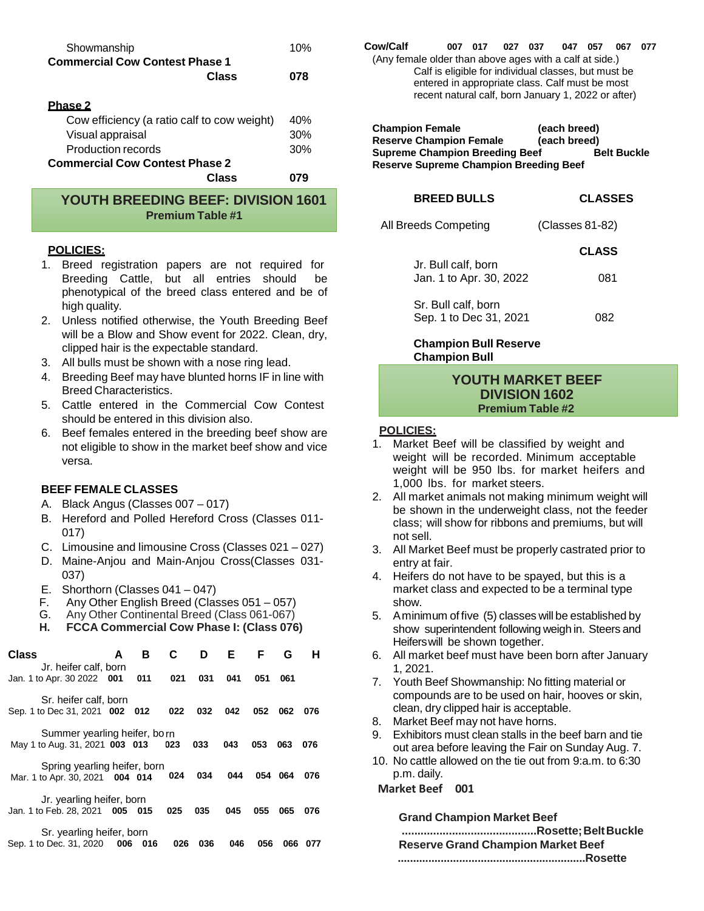| | |
|---|---|
| Showmanship | 10% |

**Commercial Cow Contest Phase 1**

| Class | 078 |
|---|---|

**Phase 2**

| | |
|---|---|
| Cow efficiency (a ratio calf to cow weight) | 40% |
| Visual appraisal | 30% |
| Production records | 30% |

**Commercial Cow Contest Phase 2**

| Class | 079 |
|---|---|

## YOUTH BREEDING BEEF: DIVISION 1601

**Premium Table #1**

**POLICIES:**

1. Breed registration papers are not required for Breeding Cattle, but all entries should be phenotypical of the breed class entered and be of high quality.
2. Unless notified otherwise, the Youth Breeding Beef will be a Blow and Show event for 2022. Clean, dry, clipped hair is the expectable standard.
3. All bulls must be shown with a nose ring lead.
4. Breeding Beef may have blunted horns IF in line with Breed Characteristics.
5. Cattle entered in the Commercial Cow Contest should be entered in this division also.
6. Beef females entered in the breeding beef show are not eligible to show in the market beef show and vice versa.

**BEEF FEMALE CLASSES**

- A. Black Angus (Classes 007 – 017)
- B. Hereford and Polled Hereford Cross (Classes 011-017)
- C. Limousine and limousine Cross (Classes 021 – 027)
- D. Maine-Anjou and Main-Anjou Cross(Classes 031-037)
- E. Shorthorn (Classes 041 – 047)
- F. Any Other English Breed (Classes 051 – 057)
- G. Any Other Continental Breed (Class 061-067)
- H. **FCCA Commercial Cow Phase I: (Class 076)**

| Class | A | B | C | D | E | F | G | H |
|---|---|---|---|---|---|---|---|---|
| Jr. heifer calf, born Jan. 1 to Apr. 30 2022 | 001 | 011 | 021 | 031 | 041 | 051 | 061 | |
| Sr. heifer calf, born Sep. 1 to Dec 31, 2021 | 002 | 012 | 022 | 032 | 042 | 052 | 062 | 076 |
| Summer yearling heifer, born May 1 to Aug. 31, 2021 | 003 | 013 | 023 | 033 | 043 | 053 | 063 | 076 |
| Spring yearling heifer, born Mar. 1 to Apr. 30, 2021 | 004 | 014 | 024 | 034 | 044 | 054 | 064 | 076 |
| Jr. yearling heifer, born Jan. 1 to Feb. 28, 2021 | 005 | 015 | 025 | 035 | 045 | 055 | 065 | 076 |
| Sr. yearling heifer, born Sep. 1 to Dec. 31, 2020 | 006 | 016 | 026 | 036 | 046 | 056 | 066 | 077 |
| **Cow/Calf** | **007** | **017** | **027** | **037** | **047** | **057** | **067** | **077** |

(Any female older than above ages with a calf at side.) Calf is eligible for individual classes, but must be entered in appropriate class. Calf must be most recent natural calf, born January 1, 2022 or after)

| | |
|---|---|
| **Champion Female** | **(each breed)** |
| **Reserve Champion Female** | **(each breed)** |
| **Supreme Champion Breeding Beef** | **Belt Buckle** |
| **Reserve Supreme Champion Breeding Beef** | |

| **BREED BULLS** | **CLASSES** |
|---|---|
| All Breeds Competing | (Classes 81-82) |

| | **CLASS** |
|---|---|
| Jr. Bull calf, born Jan. 1 to Apr. 30, 2022 | 081 |
| Sr. Bull calf, born Sep. 1 to Dec 31, 2021 | 082 |

**Champion Bull Reserve Champion Bull**

## YOUTH MARKET BEEF DIVISION 1602

**Premium Table #2**

**POLICIES:**

1. Market Beef will be classified by weight and weight will be recorded. Minimum acceptable weight will be 950 lbs. for market heifers and 1,000 lbs. for market steers.
2. All market animals not making minimum weight will be shown in the underweight class, not the feeder class; will show for ribbons and premiums, but will not sell.
3. All Market Beef must be properly castrated prior to entry at fair.
4. Heifers do not have to be spayed, but this is a market class and expected to be a terminal type show.
5. A minimum of five (5) classes will be established by show superintendent following weigh in. Steers and Heifers will be shown together.
6. All market beef must have been born after January 1, 2021.
7. Youth Beef Showmanship: No fitting material or compounds are to be used on hair, hooves or skin, clean, dry clipped hair is acceptable.
8. Market Beef may not have horns.
9. Exhibitors must clean stalls in the beef barn and tie out area before leaving the Fair on Sunday Aug. 7.
10. No cattle allowed on the tie out from 9:a.m. to 6:30 p.m. daily.

**Market Beef 001**

**Grand Champion Market Beef ..........................................Rosette; Belt Buckle**

**Reserve Grand Champion Market Beef ............................................................Rosette**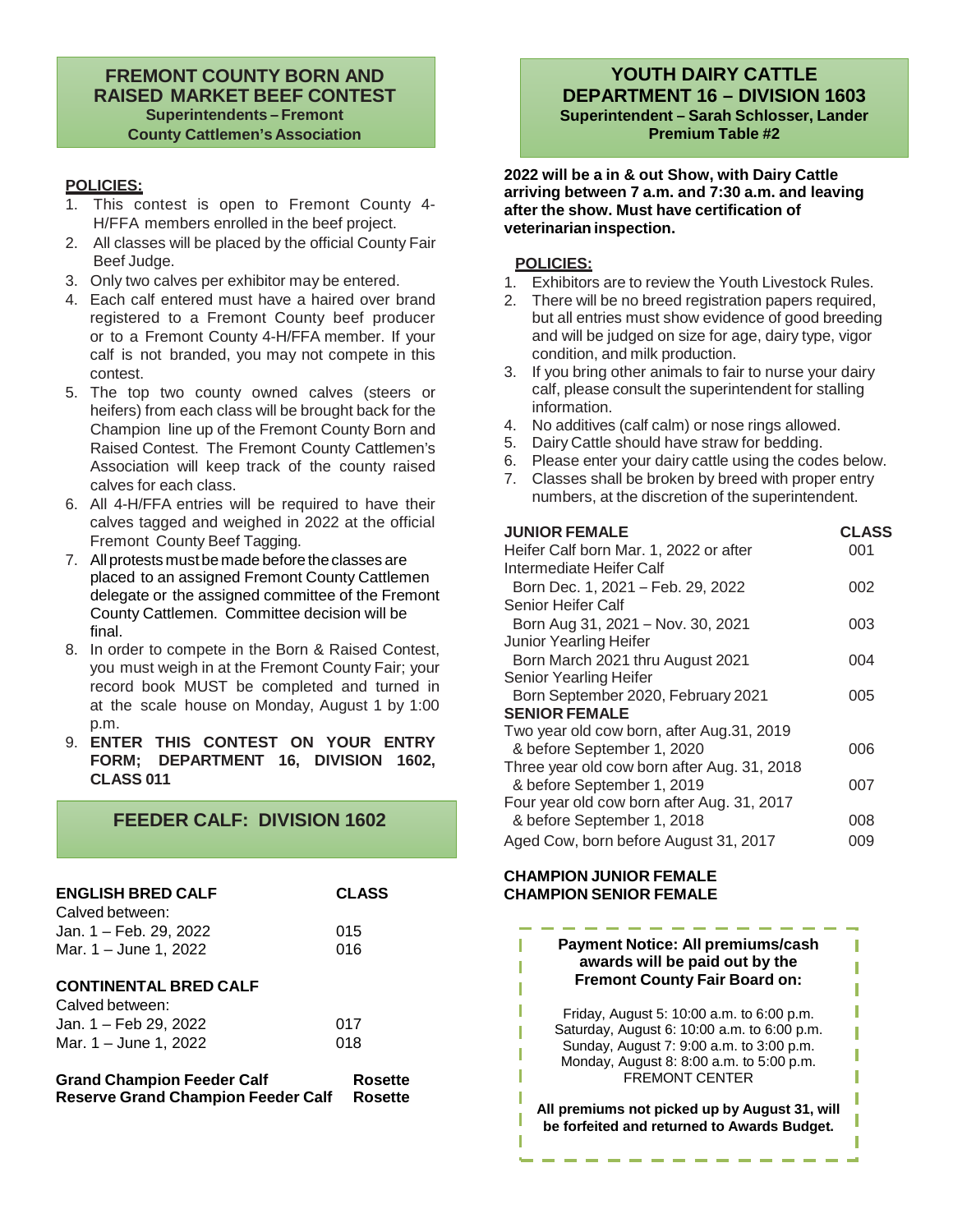## FREMONT COUNTY BORN AND RAISED MARKET BEEF CONTEST

**Superintendents – Fremont County Cattlemen's Association**

**POLICIES:**

1. This contest is open to Fremont County 4-H/FFA members enrolled in the beef project.
2. All classes will be placed by the official County Fair Beef Judge.
3. Only two calves per exhibitor may be entered.
4. Each calf entered must have a haired over brand registered to a Fremont County beef producer or to a Fremont County 4-H/FFA member. If your calf is not branded, you may not compete in this contest.
5. The top two county owned calves (steers or heifers) from each class will be brought back for the Champion line up of the Fremont County Born and Raised Contest. The Fremont County Cattlemen's Association will keep track of the county raised calves for each class.
6. All 4-H/FFA entries will be required to have their calves tagged and weighed in 2022 at the official Fremont County Beef Tagging.
7. All protests must be made before the classes are placed to an assigned Fremont County Cattlemen delegate or the assigned committee of the Fremont County Cattlemen. Committee decision will be final.
8. In order to compete in the Born & Raised Contest, you must weigh in at the Fremont County Fair; your record book MUST be completed and turned in at the scale house on Monday, August 1 by 1:00 p.m.
9. **ENTER THIS CONTEST ON YOUR ENTRY FORM; DEPARTMENT 16, DIVISION 1602, CLASS 011**

## FEEDER CALF: DIVISION 1602

| **ENGLISH BRED CALF** | **CLASS** |
|---|---|
| Calved between: | |
| Jan. 1 – Feb. 29, 2022 | 015 |
| Mar. 1 – June 1, 2022 | 016 |

| **CONTINENTAL BRED CALF** | |
|---|---|
| Calved between: | |
| Jan. 1 – Feb 29, 2022 | 017 |
| Mar. 1 – June 1, 2022 | 018 |

**Grand Champion Feeder Calf** — **Rosette**
**Reserve Grand Champion Feeder Calf** — **Rosette**

## YOUTH DAIRY CATTLE DEPARTMENT 16 – DIVISION 1603

**Superintendent – Sarah Schlosser, Lander**
**Premium Table #2**

**2022 will be a in & out Show, with Dairy Cattle arriving between 7 a.m. and 7:30 a.m. and leaving after the show. Must have certification of veterinarian inspection.**

**POLICIES:**

1. Exhibitors are to review the Youth Livestock Rules.
2. There will be no breed registration papers required, but all entries must show evidence of good breeding and will be judged on size for age, dairy type, vigor condition, and milk production.
3. If you bring other animals to fair to nurse your dairy calf, please consult the superintendent for stalling information.
4. No additives (calf calm) or nose rings allowed.
5. Dairy Cattle should have straw for bedding.
6. Please enter your dairy cattle using the codes below.
7. Classes shall be broken by breed with proper entry numbers, at the discretion of the superintendent.

| **JUNIOR FEMALE** | **CLASS** |
|---|---|
| Heifer Calf born Mar. 1, 2022 or after | 001 |
| Intermediate Heifer Calf Born Dec. 1, 2021 – Feb. 29, 2022 | 002 |
| Senior Heifer Calf Born Aug 31, 2021 – Nov. 30, 2021 | 003 |
| Junior Yearling Heifer Born March 2021 thru August 2021 | 004 |
| Senior Yearling Heifer Born September 2020, February 2021 | 005 |
| **SENIOR FEMALE** | |
| Two year old cow born, after Aug.31, 2019 & before September 1, 2020 | 006 |
| Three year old cow born after Aug. 31, 2018 & before September 1, 2019 | 007 |
| Four year old cow born after Aug. 31, 2017 & before September 1, 2018 | 008 |
| Aged Cow, born before August 31, 2017 | 009 |

**CHAMPION JUNIOR FEMALE**
**CHAMPION SENIOR FEMALE**

**Payment Notice: All premiums/cash awards will be paid out by the Fremont County Fair Board on:**

Friday, August 5: 10:00 a.m. to 6:00 p.m.
Saturday, August 6: 10:00 a.m. to 6:00 p.m.
Sunday, August 7: 9:00 a.m. to 3:00 p.m.
Monday, August 8: 8:00 a.m. to 5:00 p.m.
FREMONT CENTER

**All premiums not picked up by August 31, will be forfeited and returned to Awards Budget.**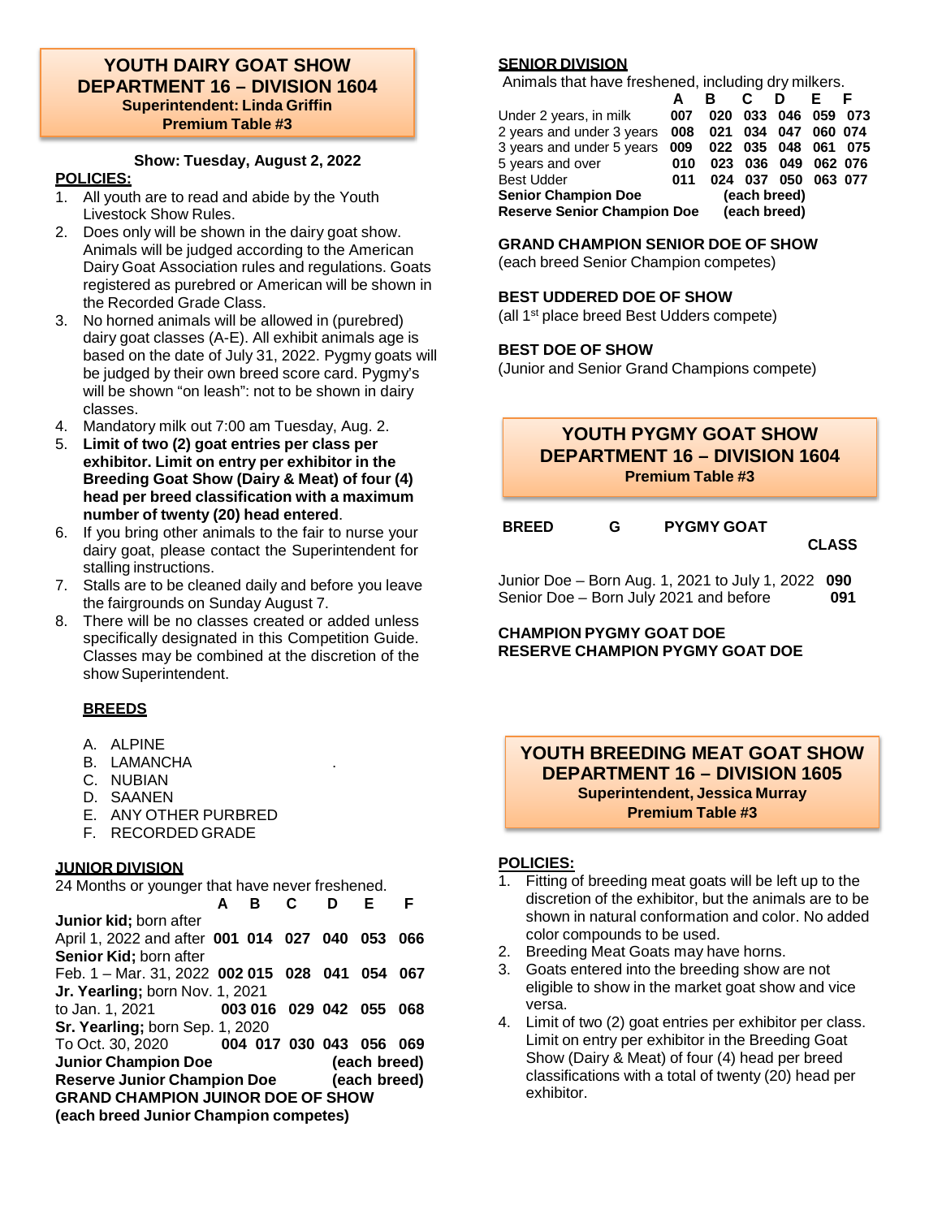## YOUTH DAIRY GOAT SHOW
## DEPARTMENT 16 – DIVISION 1604
**Superintendent: Linda Griffin**
**Premium Table #3**

**Show: Tuesday, August 2, 2022**

**POLICIES:**

1. All youth are to read and abide by the Youth Livestock Show Rules.
2. Does only will be shown in the dairy goat show. Animals will be judged according to the American Dairy Goat Association rules and regulations. Goats registered as purebred or American will be shown in the Recorded Grade Class.
3. No horned animals will be allowed in (purebred) dairy goat classes (A-E). All exhibit animals age is based on the date of July 31, 2022. Pygmy goats will be judged by their own breed score card. Pygmy's will be shown "on leash": not to be shown in dairy classes.
4. Mandatory milk out 7:00 am Tuesday, Aug. 2.
5. **Limit of two (2) goat entries per class per exhibitor. Limit on entry per exhibitor in the Breeding Goat Show (Dairy & Meat) of four (4) head per breed classification with a maximum number of twenty (20) head entered**.
6. If you bring other animals to the fair to nurse your dairy goat, please contact the Superintendent for stalling instructions.
7. Stalls are to be cleaned daily and before you leave the fairgrounds on Sunday August 7.
8. There will be no classes created or added unless specifically designated in this Competition Guide. Classes may be combined at the discretion of the show Superintendent.

**BREEDS**

A. ALPINE
B. LAMANCHA
C. NUBIAN
D. SAANEN
E. ANY OTHER PURBRED
F. RECORDED GRADE

**JUNIOR DIVISION**

24 Months or younger that have never freshened.

| | A | B | C | D | E | F |
|---|---|---|---|---|---|---|
| **Junior kid;** born after April 1, 2022 and after | **001** | **014** | **027** | **040** | **053** | **066** |
| **Senior Kid;** born after Feb. 1 – Mar. 31, 2022 | **002** | **015** | **028** | **041** | **054** | **067** |
| **Jr. Yearling;** born Nov. 1, 2021 to Jan. 1, 2021 | **003** | **016** | **029** | **042** | **055** | **068** |
| **Sr. Yearling;** born Sep. 1, 2020 To Oct. 30, 2020 | **004** | **017** | **030** | **043** | **056** | **069** |

**Junior Champion Doe** **(each breed)**
**Reserve Junior Champion Doe** **(each breed)**
**GRAND CHAMPION JUINOR DOE OF SHOW**
**(each breed Junior Champion competes)**

**SENIOR DIVISION**

Animals that have freshened, including dry milkers.

| | A | B | C | D | E | F |
|---|---|---|---|---|---|---|
| Under 2 years, in milk | **007** | **020** | **033** | **046** | **059** | **073** |
| 2 years and under 3 years | **008** | **021** | **034** | **047** | **060** | **074** |
| 3 years and under 5 years | **009** | **022** | **035** | **048** | **061** | **075** |
| 5 years and over | **010** | **023** | **036** | **049** | **062** | **076** |
| Best Udder | **011** | **024** | **037** | **050** | **063** | **077** |

**Senior Champion Doe** **(each breed)**
**Reserve Senior Champion Doe** **(each breed)**

**GRAND CHAMPION SENIOR DOE OF SHOW**
(each breed Senior Champion competes)

**BEST UDDERED DOE OF SHOW**
(all 1st place breed Best Udders compete)

**BEST DOE OF SHOW**
(Junior and Senior Grand Champions compete)

## YOUTH PYGMY GOAT SHOW
## DEPARTMENT 16 – DIVISION 1604
**Premium Table #3**

**BREED** **G** **PYGMY GOAT**

| | **CLASS** |
|---|---|
| Junior Doe – Born Aug. 1, 2021 to July 1, 2022 | **090** |
| Senior Doe – Born July 2021 and before | **091** |

**CHAMPION PYGMY GOAT DOE**
**RESERVE CHAMPION PYGMY GOAT DOE**

## YOUTH BREEDING MEAT GOAT SHOW
## DEPARTMENT 16 – DIVISION 1605
**Superintendent, Jessica Murray**
**Premium Table #3**

**POLICIES:**

1. Fitting of breeding meat goats will be left up to the discretion of the exhibitor, but the animals are to be shown in natural conformation and color. No added color compounds to be used.
2. Breeding Meat Goats may have horns.
3. Goats entered into the breeding show are not eligible to show in the market goat show and vice versa.
4. Limit of two (2) goat entries per exhibitor per class. Limit on entry per exhibitor in the Breeding Goat Show (Dairy & Meat) of four (4) head per breed classifications with a total of twenty (20) head per exhibitor.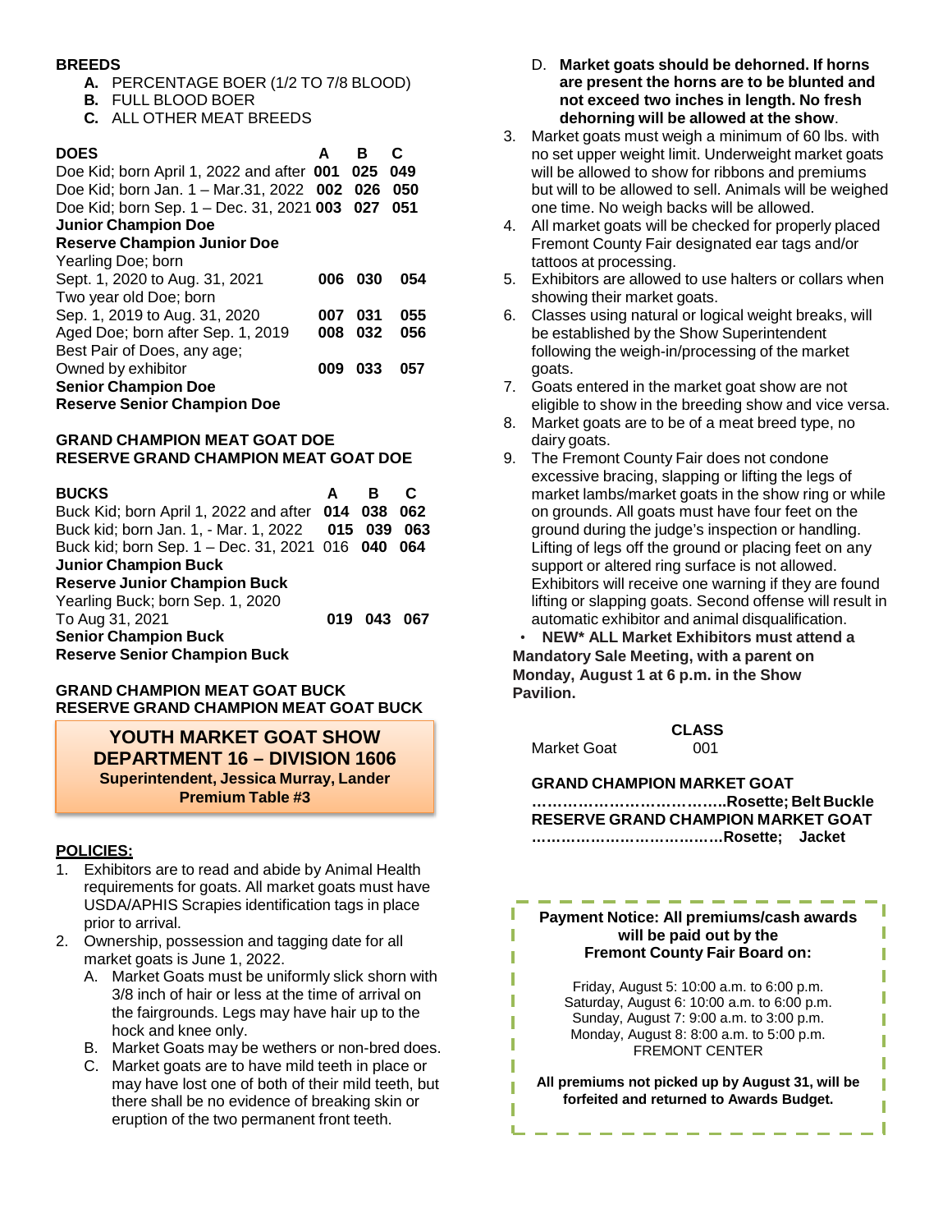**BREEDS**

- **A.** PERCENTAGE BOER (1/2 TO 7/8 BLOOD)
- **B.** FULL BLOOD BOER
- **C.** ALL OTHER MEAT BREEDS

| **DOES** | **A** | **B** | **C** |
|---|---|---|---|
| Doe Kid; born April 1, 2022 and after | **001** | **025** | **049** |
| Doe Kid; born Jan. 1 – Mar.31, 2022 | **002** | **026** | **050** |
| Doe Kid; born Sep. 1 – Dec. 31, 2021 | **003** | **027** | **051** |
| **Junior Champion Doe** | | | |
| **Reserve Champion Junior Doe** | | | |
| Yearling Doe; born Sept. 1, 2020 to Aug. 31, 2021 | **006** | **030** | **054** |
| Two year old Doe; born Sep. 1, 2019 to Aug. 31, 2020 | **007** | **031** | **055** |
| Aged Doe; born after Sep. 1, 2019 | **008** | **032** | **056** |
| Best Pair of Does, any age; Owned by exhibitor | **009** | **033** | **057** |
| **Senior Champion Doe** | | | |
| **Reserve Senior Champion Doe** | | | |

**GRAND CHAMPION MEAT GOAT DOE**
**RESERVE GRAND CHAMPION MEAT GOAT DOE**

| **BUCKS** | **A** | **B** | **C** |
|---|---|---|---|
| Buck Kid; born April 1, 2022 and after | **014** | **038** | **062** |
| Buck kid; born Jan. 1, - Mar. 1, 2022 | **015** | **039** | **063** |
| Buck kid; born Sep. 1 – Dec. 31, 2021 | 016 | **040** | **064** |
| **Junior Champion Buck** | | | |
| **Reserve Junior Champion Buck** | | | |
| Yearling Buck; born Sep. 1, 2020 To Aug 31, 2021 | **019** | **043** | **067** |
| **Senior Champion Buck** | | | |
| **Reserve Senior Champion Buck** | | | |

**GRAND CHAMPION MEAT GOAT BUCK**
**RESERVE GRAND CHAMPION MEAT GOAT BUCK**

## YOUTH MARKET GOAT SHOW
## DEPARTMENT 16 – DIVISION 1606

**Superintendent, Jessica Murray, Lander**
**Premium Table #3**

**POLICIES:**

1. Exhibitors are to read and abide by Animal Health requirements for goats. All market goats must have USDA/APHIS Scrapies identification tags in place prior to arrival.
2. Ownership, possession and tagging date for all market goats is June 1, 2022.
   A. Market Goats must be uniformly slick shorn with 3/8 inch of hair or less at the time of arrival on the fairgrounds. Legs may have hair up to the hock and knee only.
   B. Market Goats may be wethers or non-bred does.
   C. Market goats are to have mild teeth in place or may have lost one of both of their mild teeth, but there shall be no evidence of breaking skin or eruption of the two permanent front teeth.
   D. **Market goats should be dehorned. If horns are present the horns are to be blunted and not exceed two inches in length. No fresh dehorning will be allowed at the show**.
3. Market goats must weigh a minimum of 60 lbs. with no set upper weight limit. Underweight market goats will be allowed to show for ribbons and premiums but will to be allowed to sell. Animals will be weighed one time. No weigh backs will be allowed.
4. All market goats will be checked for properly placed Fremont County Fair designated ear tags and/or tattoos at processing.
5. Exhibitors are allowed to use halters or collars when showing their market goats.
6. Classes using natural or logical weight breaks, will be established by the Show Superintendent following the weigh-in/processing of the market goats.
7. Goats entered in the market goat show are not eligible to show in the breeding show and vice versa.
8. Market goats are to be of a meat breed type, no dairy goats.
9. The Fremont County Fair does not condone excessive bracing, slapping or lifting the legs of market lambs/market goats in the show ring or while on grounds. All goats must have four feet on the ground during the judge's inspection or handling. Lifting of legs off the ground or placing feet on any support or altered ring surface is not allowed. Exhibitors will receive one warning if they are found lifting or slapping goats. Second offense will result in automatic exhibitor and animal disqualification.

- **NEW* ALL Market Exhibitors must attend a Mandatory Sale Meeting, with a parent on Monday, August 1 at 6 p.m. in the Show Pavilion.**

| | **CLASS** |
|---|---|
| Market Goat | 001 |

**GRAND CHAMPION MARKET GOAT ………………………………..Rosette; Belt Buckle**
**RESERVE GRAND CHAMPION MARKET GOAT …………………………………Rosette; Jacket**

**Payment Notice: All premiums/cash awards will be paid out by the Fremont County Fair Board on:**

Friday, August 5: 10:00 a.m. to 6:00 p.m.
Saturday, August 6: 10:00 a.m. to 6:00 p.m.
Sunday, August 7: 9:00 a.m. to 3:00 p.m.
Monday, August 8: 8:00 a.m. to 5:00 p.m.
FREMONT CENTER

**All premiums not picked up by August 31, will be forfeited and returned to Awards Budget.**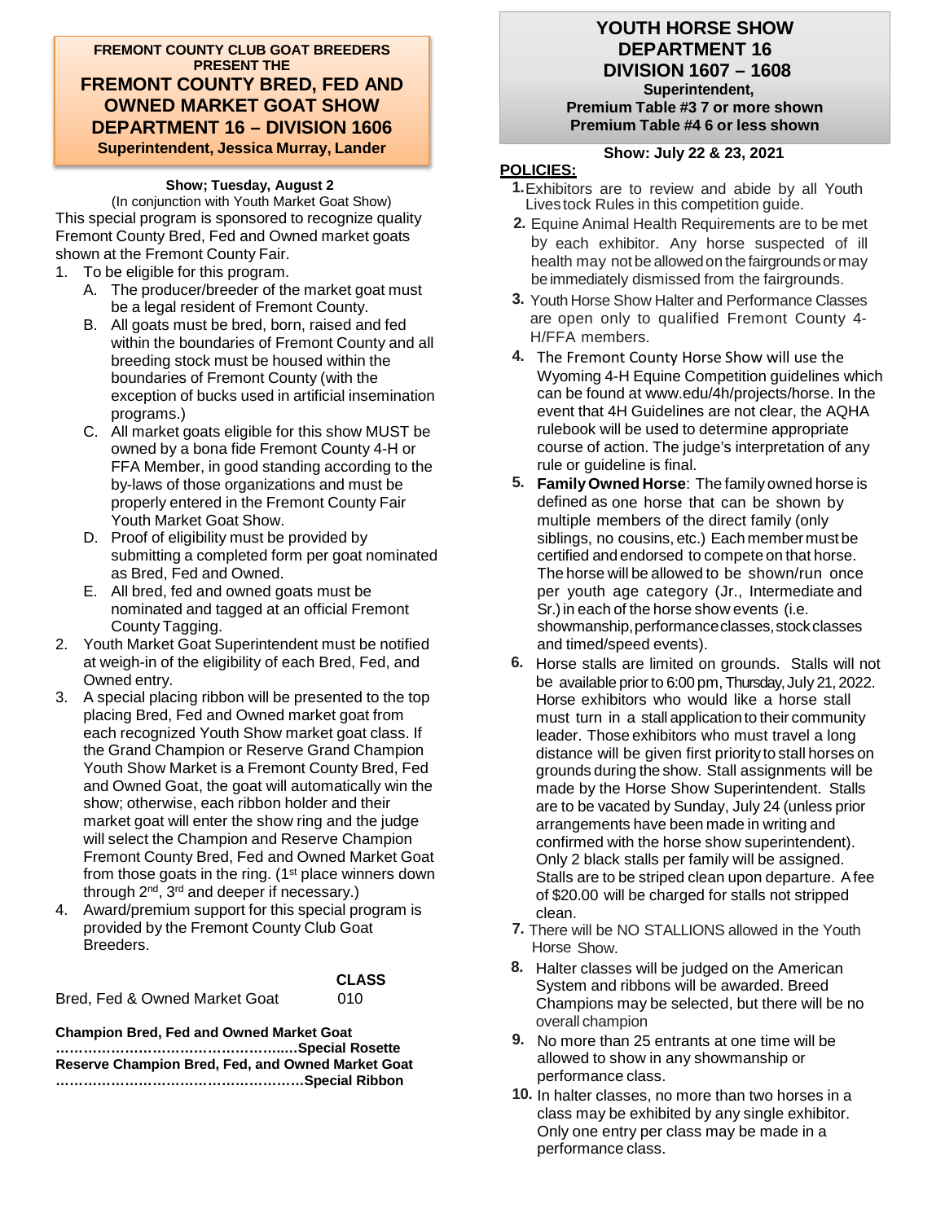**FREMONT COUNTY CLUB GOAT BREEDERS PRESENT THE**

## FREMONT COUNTY BRED, FED AND OWNED MARKET GOAT SHOW DEPARTMENT 16 – DIVISION 1606

**Superintendent, Jessica Murray, Lander**

**Show; Tuesday, August 2**

(In conjunction with Youth Market Goat Show)

This special program is sponsored to recognize quality Fremont County Bred, Fed and Owned market goats shown at the Fremont County Fair.

1. To be eligible for this program.
   A. The producer/breeder of the market goat must be a legal resident of Fremont County.
   B. All goats must be bred, born, raised and fed within the boundaries of Fremont County and all breeding stock must be housed within the boundaries of Fremont County (with the exception of bucks used in artificial insemination programs.)
   C. All market goats eligible for this show MUST be owned by a bona fide Fremont County 4-H or FFA Member, in good standing according to the by-laws of those organizations and must be properly entered in the Fremont County Fair Youth Market Goat Show.
   D. Proof of eligibility must be provided by submitting a completed form per goat nominated as Bred, Fed and Owned.
   E. All bred, fed and owned goats must be nominated and tagged at an official Fremont County Tagging.
2. Youth Market Goat Superintendent must be notified at weigh-in of the eligibility of each Bred, Fed, and Owned entry.
3. A special placing ribbon will be presented to the top placing Bred, Fed and Owned market goat from each recognized Youth Show market goat class. If the Grand Champion or Reserve Grand Champion Youth Show Market is a Fremont County Bred, Fed and Owned Goat, the goat will automatically win the show; otherwise, each ribbon holder and their market goat will enter the show ring and the judge will select the Champion and Reserve Champion Fremont County Bred, Fed and Owned Market Goat from those goats in the ring. (1st place winners down through 2nd, 3rd and deeper if necessary.)
4. Award/premium support for this special program is provided by the Fremont County Club Goat Breeders.

| | **CLASS** |
|---|---|
| Bred, Fed & Owned Market Goat | 010 |

**Champion Bred, Fed and Owned Market Goat ………………………………………….....Special Rosette**
**Reserve Champion Bred, Fed, and Owned Market Goat ……………………………………………….Special Ribbon**

## YOUTH HORSE SHOW DEPARTMENT 16 DIVISION 1607 – 1608

**Superintendent,**
**Premium Table #3 7 or more shown**
**Premium Table #4 6 or less shown**

**Show: July 22 & 23, 2021**

**POLICIES:**

1. Exhibitors are to review and abide by all Youth Livestock Rules in this competition guide.
2. Equine Animal Health Requirements are to be met by each exhibitor. Any horse suspected of ill health may not be allowed on the fairgrounds or may be immediately dismissed from the fairgrounds.
3. Youth Horse Show Halter and Performance Classes are open only to qualified Fremont County 4-H/FFA members.
4. The Fremont County Horse Show will use the Wyoming 4-H Equine Competition guidelines which can be found at www.edu/4h/projects/horse. In the event that 4H Guidelines are not clear, the AQHA rulebook will be used to determine appropriate course of action. The judge's interpretation of any rule or guideline is final.
5. **Family Owned Horse**: The family owned horse is defined as one horse that can be shown by multiple members of the direct family (only siblings, no cousins, etc.) Each member must be certified and endorsed to compete on that horse. The horse will be allowed to be shown/run once per youth age category (Jr., Intermediate and Sr.) in each of the horse show events (i.e. showmanship, performance classes, stock classes and timed/speed events).
6. Horse stalls are limited on grounds. Stalls will not be available prior to 6:00 pm, Thursday, July 21, 2022. Horse exhibitors who would like a horse stall must turn in a stall application to their community leader. Those exhibitors who must travel a long distance will be given first priority to stall horses on grounds during the show. Stall assignments will be made by the Horse Show Superintendent. Stalls are to be vacated by Sunday, July 24 (unless prior arrangements have been made in writing and confirmed with the horse show superintendent). Only 2 black stalls per family will be assigned. Stalls are to be striped clean upon departure. A fee of $20.00 will be charged for stalls not stripped clean.
7. There will be NO STALLIONS allowed in the Youth Horse Show.
8. Halter classes will be judged on the American System and ribbons will be awarded. Breed Champions may be selected, but there will be no overall champion
9. No more than 25 entrants at one time will be allowed to show in any showmanship or performance class.
10. In halter classes, no more than two horses in a class may be exhibited by any single exhibitor. Only one entry per class may be made in a performance class.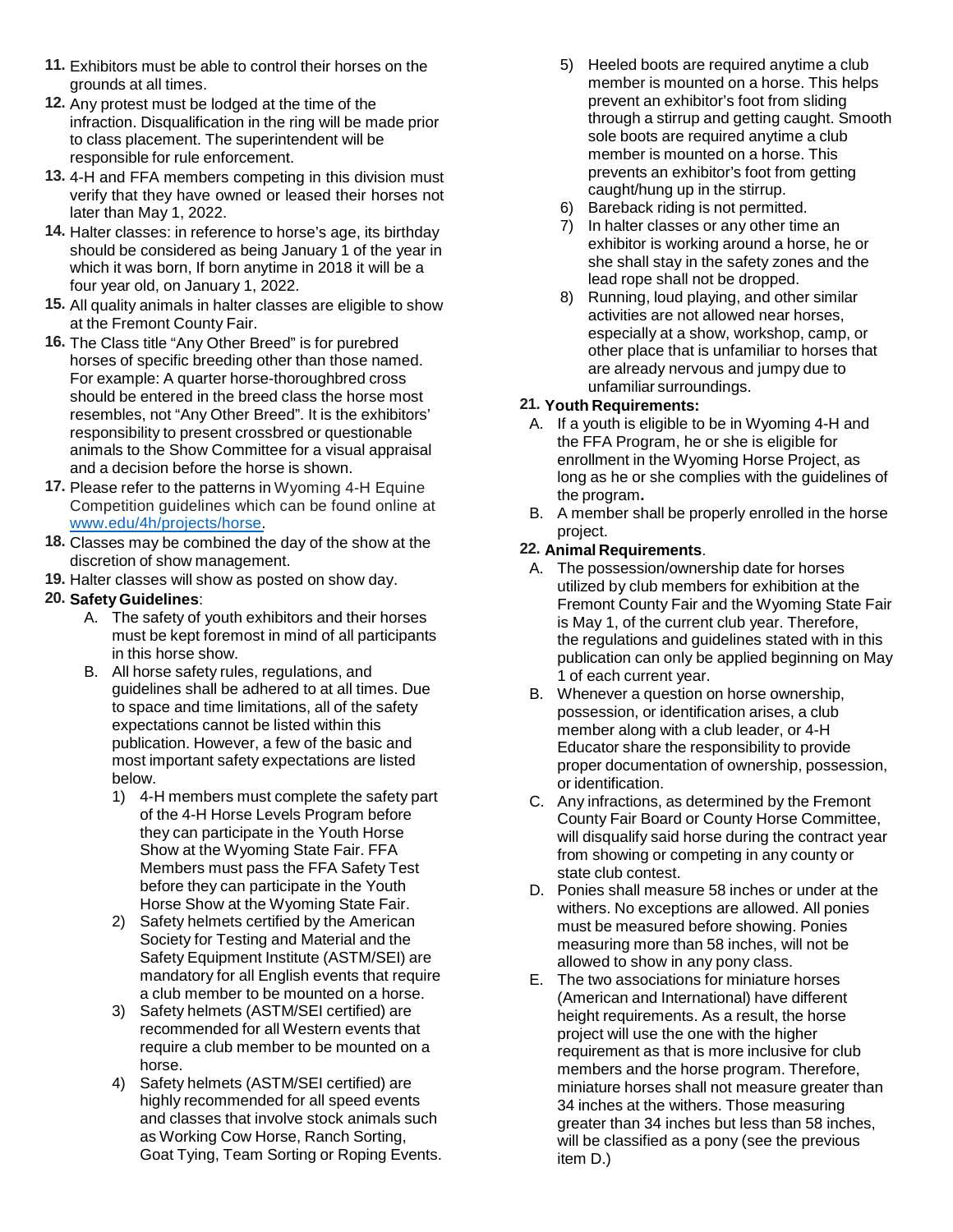11. Exhibitors must be able to control their horses on the grounds at all times.
12. Any protest must be lodged at the time of the infraction. Disqualification in the ring will be made prior to class placement. The superintendent will be responsible for rule enforcement.
13. 4-H and FFA members competing in this division must verify that they have owned or leased their horses not later than May 1, 2022.
14. Halter classes: in reference to horse's age, its birthday should be considered as being January 1 of the year in which it was born, If born anytime in 2018 it will be a four year old, on January 1, 2022.
15. All quality animals in halter classes are eligible to show at the Fremont County Fair.
16. The Class title "Any Other Breed" is for purebred horses of specific breeding other than those named. For example: A quarter horse-thoroughbred cross should be entered in the breed class the horse most resembles, not "Any Other Breed". It is the exhibitors' responsibility to present crossbred or questionable animals to the Show Committee for a visual appraisal and a decision before the horse is shown.
17. Please refer to the patterns in Wyoming 4-H Equine Competition guidelines which can be found online at [www.edu/4h/projects/horse](www.edu/4h/projects/horse).
18. Classes may be combined the day of the show at the discretion of show management.
19. Halter classes will show as posted on show day.
20. **Safety Guidelines**:
    A. The safety of youth exhibitors and their horses must be kept foremost in mind of all participants in this horse show.
    B. All horse safety rules, regulations, and guidelines shall be adhered to at all times. Due to space and time limitations, all of the safety expectations cannot be listed within this publication. However, a few of the basic and most important safety expectations are listed below.
        1) 4-H members must complete the safety part of the 4-H Horse Levels Program before they can participate in the Youth Horse Show at the Wyoming State Fair. FFA Members must pass the FFA Safety Test before they can participate in the Youth Horse Show at the Wyoming State Fair.
        2) Safety helmets certified by the American Society for Testing and Material and the Safety Equipment Institute (ASTM/SEI) are mandatory for all English events that require a club member to be mounted on a horse.
        3) Safety helmets (ASTM/SEI certified) are recommended for all Western events that require a club member to be mounted on a horse.
        4) Safety helmets (ASTM/SEI certified) are highly recommended for all speed events and classes that involve stock animals such as Working Cow Horse, Ranch Sorting, Goat Tying, Team Sorting or Roping Events.
        5) Heeled boots are required anytime a club member is mounted on a horse. This helps prevent an exhibitor's foot from sliding through a stirrup and getting caught. Smooth sole boots are required anytime a club member is mounted on a horse. This prevents an exhibitor's foot from getting caught/hung up in the stirrup.
        6) Bareback riding is not permitted.
        7) In halter classes or any other time an exhibitor is working around a horse, he or she shall stay in the safety zones and the lead rope shall not be dropped.
        8) Running, loud playing, and other similar activities are not allowed near horses, especially at a show, workshop, camp, or other place that is unfamiliar to horses that are already nervous and jumpy due to unfamiliar surroundings.
21. **Youth Requirements:**
    A. If a youth is eligible to be in Wyoming 4-H and the FFA Program, he or she is eligible for enrollment in the Wyoming Horse Project, as long as he or she complies with the guidelines of the program**.**
    B. A member shall be properly enrolled in the horse project.
22. **Animal Requirements**.
    A. The possession/ownership date for horses utilized by club members for exhibition at the Fremont County Fair and the Wyoming State Fair is May 1, of the current club year. Therefore, the regulations and guidelines stated with in this publication can only be applied beginning on May 1 of each current year.
    B. Whenever a question on horse ownership, possession, or identification arises, a club member along with a club leader, or 4-H Educator share the responsibility to provide proper documentation of ownership, possession, or identification.
    C. Any infractions, as determined by the Fremont County Fair Board or County Horse Committee, will disqualify said horse during the contract year from showing or competing in any county or state club contest.
    D. Ponies shall measure 58 inches or under at the withers. No exceptions are allowed. All ponies must be measured before showing. Ponies measuring more than 58 inches, will not be allowed to show in any pony class.
    E. The two associations for miniature horses (American and International) have different height requirements. As a result, the horse project will use the one with the higher requirement as that is more inclusive for club members and the horse program. Therefore, miniature horses shall not measure greater than 34 inches at the withers. Those measuring greater than 34 inches but less than 58 inches, will be classified as a pony (see the previous item D.)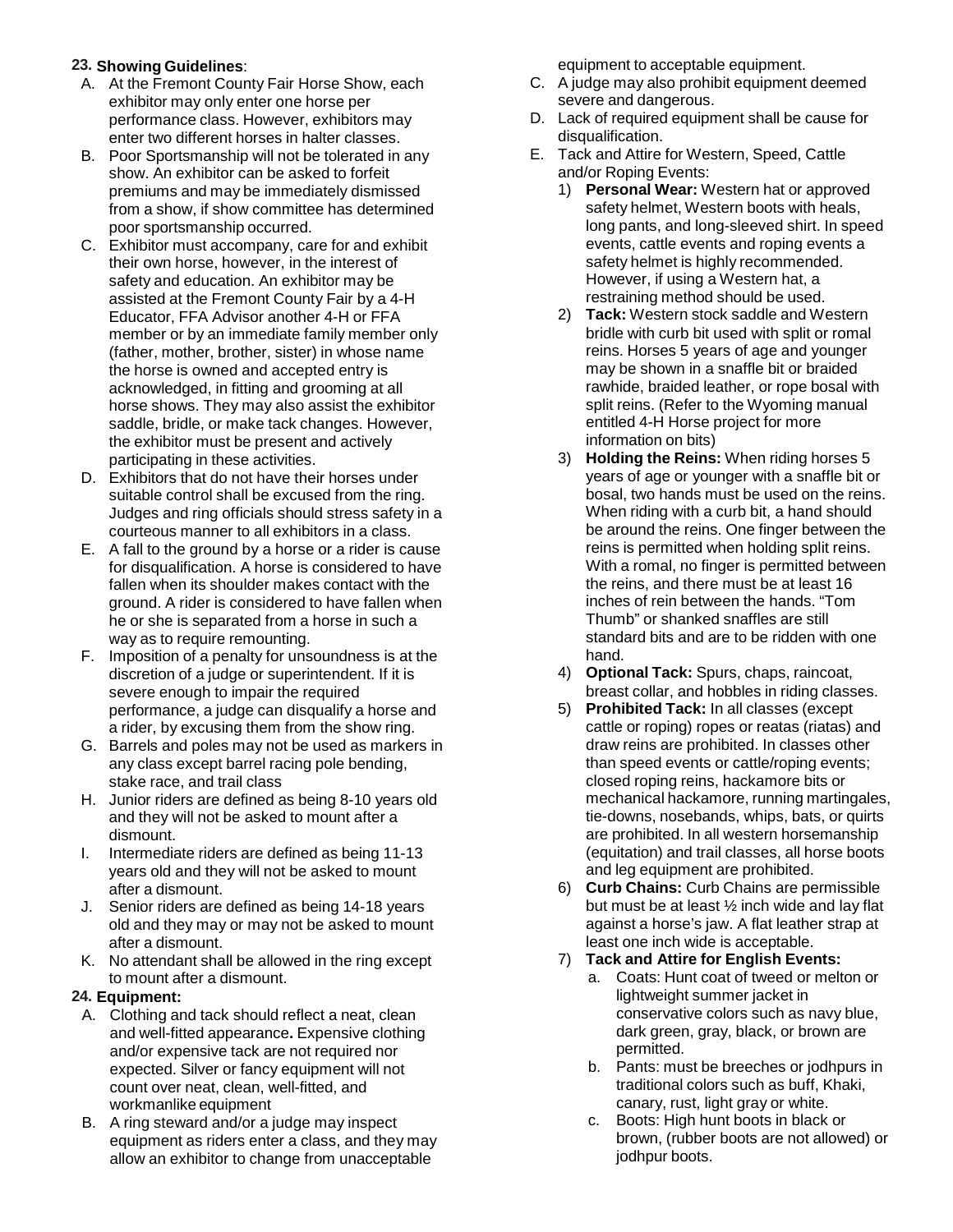**23. Showing Guidelines**:

A. At the Fremont County Fair Horse Show, each exhibitor may only enter one horse per performance class. However, exhibitors may enter two different horses in halter classes.
B. Poor Sportsmanship will not be tolerated in any show. An exhibitor can be asked to forfeit premiums and may be immediately dismissed from a show, if show committee has determined poor sportsmanship occurred.
C. Exhibitor must accompany, care for and exhibit their own horse, however, in the interest of safety and education. An exhibitor may be assisted at the Fremont County Fair by a 4-H Educator, FFA Advisor another 4-H or FFA member or by an immediate family member only (father, mother, brother, sister) in whose name the horse is owned and accepted entry is acknowledged, in fitting and grooming at all horse shows. They may also assist the exhibitor saddle, bridle, or make tack changes. However, the exhibitor must be present and actively participating in these activities.
D. Exhibitors that do not have their horses under suitable control shall be excused from the ring. Judges and ring officials should stress safety in a courteous manner to all exhibitors in a class.
E. A fall to the ground by a horse or a rider is cause for disqualification. A horse is considered to have fallen when its shoulder makes contact with the ground. A rider is considered to have fallen when he or she is separated from a horse in such a way as to require remounting.
F. Imposition of a penalty for unsoundness is at the discretion of a judge or superintendent. If it is severe enough to impair the required performance, a judge can disqualify a horse and a rider, by excusing them from the show ring.
G. Barrels and poles may not be used as markers in any class except barrel racing pole bending, stake race, and trail class
H. Junior riders are defined as being 8-10 years old and they will not be asked to mount after a dismount.
I. Intermediate riders are defined as being 11-13 years old and they will not be asked to mount after a dismount.
J. Senior riders are defined as being 14-18 years old and they may or may not be asked to mount after a dismount.
K. No attendant shall be allowed in the ring except to mount after a dismount.

**24. Equipment:**

A. Clothing and tack should reflect a neat, clean and well-fitted appearance**.** Expensive clothing and/or expensive tack are not required nor expected. Silver or fancy equipment will not count over neat, clean, well-fitted, and workmanlike equipment
B. A ring steward and/or a judge may inspect equipment as riders enter a class, and they may allow an exhibitor to change from unacceptable equipment to acceptable equipment.
C. A judge may also prohibit equipment deemed severe and dangerous.
D. Lack of required equipment shall be cause for disqualification.
E. Tack and Attire for Western, Speed, Cattle and/or Roping Events:
   1) **Personal Wear:** Western hat or approved safety helmet, Western boots with heals, long pants, and long-sleeved shirt. In speed events, cattle events and roping events a safety helmet is highly recommended. However, if using a Western hat, a restraining method should be used.
   2) **Tack:** Western stock saddle and Western bridle with curb bit used with split or romal reins. Horses 5 years of age and younger may be shown in a snaffle bit or braided rawhide, braided leather, or rope bosal with split reins. (Refer to the Wyoming manual entitled 4-H Horse project for more information on bits)
   3) **Holding the Reins:** When riding horses 5 years of age or younger with a snaffle bit or bosal, two hands must be used on the reins. When riding with a curb bit, a hand should be around the reins. One finger between the reins is permitted when holding split reins. With a romal, no finger is permitted between the reins, and there must be at least 16 inches of rein between the hands. "Tom Thumb" or shanked snaffles are still standard bits and are to be ridden with one hand.
   4) **Optional Tack:** Spurs, chaps, raincoat, breast collar, and hobbles in riding classes.
   5) **Prohibited Tack:** In all classes (except cattle or roping) ropes or reatas (riatas) and draw reins are prohibited. In classes other than speed events or cattle/roping events; closed roping reins, hackamore bits or mechanical hackamore, running martingales, tie-downs, nosebands, whips, bats, or quirts are prohibited. In all western horsemanship (equitation) and trail classes, all horse boots and leg equipment are prohibited.
   6) **Curb Chains:** Curb Chains are permissible but must be at least ½ inch wide and lay flat against a horse's jaw. A flat leather strap at least one inch wide is acceptable.
   7) **Tack and Attire for English Events:**
      a. Coats: Hunt coat of tweed or melton or lightweight summer jacket in conservative colors such as navy blue, dark green, gray, black, or brown are permitted.
      b. Pants: must be breeches or jodhpurs in traditional colors such as buff, Khaki, canary, rust, light gray or white.
      c. Boots: High hunt boots in black or brown, (rubber boots are not allowed) or jodhpur boots.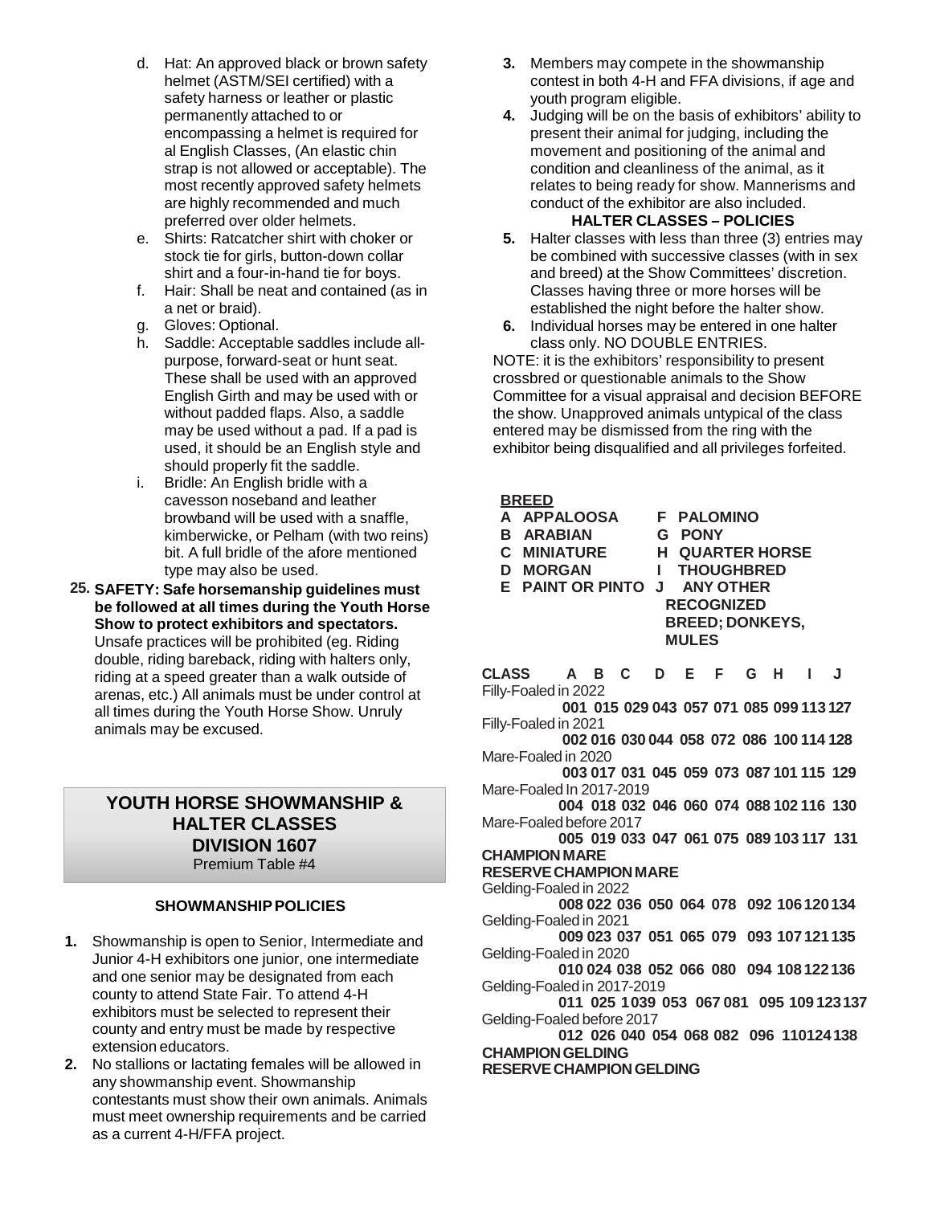d. Hat: An approved black or brown safety helmet (ASTM/SEI certified) with a safety harness or leather or plastic permanently attached to or encompassing a helmet is required for al English Classes, (An elastic chin strap is not allowed or acceptable). The most recently approved safety helmets are highly recommended and much preferred over older helmets.

e. Shirts: Ratcatcher shirt with choker or stock tie for girls, button-down collar shirt and a four-in-hand tie for boys.

f. Hair: Shall be neat and contained (as in a net or braid).

g. Gloves: Optional.

h. Saddle: Acceptable saddles include all-purpose, forward-seat or hunt seat. These shall be used with an approved English Girth and may be used with or without padded flaps. Also, a saddle may be used without a pad. If a pad is used, it should be an English style and should properly fit the saddle.

i. Bridle: An English bridle with a cavesson noseband and leather browband will be used with a snaffle, kimberwicke, or Pelham (with two reins) bit. A full bridle of the afore mentioned type may also be used.

25. **SAFETY: Safe horsemanship guidelines must be followed at all times during the Youth Horse Show to protect exhibitors and spectators.** Unsafe practices will be prohibited (eg. Riding double, riding bareback, riding with halters only, riding at a speed greater than a walk outside of arenas, etc.) All animals must be under control at all times during the Youth Horse Show. Unruly animals may be excused.

## YOUTH HORSE SHOWMANSHIP & HALTER CLASSES
## DIVISION 1607
Premium Table #4

### SHOWMANSHIP POLICIES

1. Showmanship is open to Senior, Intermediate and Junior 4-H exhibitors one junior, one intermediate and one senior may be designated from each county to attend State Fair. To attend 4-H exhibitors must be selected to represent their county and entry must be made by respective extension educators.
2. No stallions or lactating females will be allowed in any showmanship event. Showmanship contestants must show their own animals. Animals must meet ownership requirements and be carried as a current 4-H/FFA project.
3. Members may compete in the showmanship contest in both 4-H and FFA divisions, if age and youth program eligible.
4. Judging will be on the basis of exhibitors' ability to present their animal for judging, including the movement and positioning of the animal and condition and cleanliness of the animal, as it relates to being ready for show. Mannerisms and conduct of the exhibitor are also included.

### HALTER CLASSES – POLICIES

5. Halter classes with less than three (3) entries may be combined with successive classes (with in sex and breed) at the Show Committees' discretion. Classes having three or more horses will be established the night before the halter show.
6. Individual horses may be entered in one halter class only. NO DOUBLE ENTRIES.

NOTE: it is the exhibitors' responsibility to present crossbred or questionable animals to the Show Committee for a visual appraisal and decision BEFORE the show. Unapproved animals untypical of the class entered may be dismissed from the ring with the exhibitor being disqualified and all privileges forfeited.

**BREED**

- **A APPALOOSA**
- **B ARABIAN**
- **C MINIATURE**
- **D MORGAN**
- **E PAINT OR PINTO**
- **F PALOMINO**
- **G PONY**
- **H QUARTER HORSE**
- **I THOUGHBRED**
- **J ANY OTHER RECOGNIZED BREED; DONKEYS, MULES**

| CLASS | A | B | C | D | E | F | G | H | I | J |
|---|---|---|---|---|---|---|---|---|---|---|
| Filly-Foaled in 2022 | 001 | 015 | 029 | 043 | 057 | 071 | 085 | 099 | 113 | 127 |
| Filly-Foaled in 2021 | 002 | 016 | 030 | 044 | 058 | 072 | 086 | 100 | 114 | 128 |
| Mare-Foaled in 2020 | 003 | 017 | 031 | 045 | 059 | 073 | 087 | 101 | 115 | 129 |
| Mare-Foaled In 2017-2019 | 004 | 018 | 032 | 046 | 060 | 074 | 088 | 102 | 116 | 130 |
| Mare-Foaled before 2017 | 005 | 019 | 033 | 047 | 061 | 075 | 089 | 103 | 117 | 131 |
| **CHAMPION MARE** | | | | | | | | | | |
| **RESERVE CHAMPION MARE** | | | | | | | | | | |
| Gelding-Foaled in 2022 | 008 | 022 | 036 | 050 | 064 | 078 | 092 | 106 | 120 | 134 |
| Gelding-Foaled in 2021 | 009 | 023 | 037 | 051 | 065 | 079 | 093 | 107 | 121 | 135 |
| Gelding-Foaled in 2020 | 010 | 024 | 038 | 052 | 066 | 080 | 094 | 108 | 122 | 136 |
| Gelding-Foaled in 2017-2019 | 011 | 025 | 1039 | 053 | 067 | 081 | 095 | 109 | 123 | 137 |
| Gelding-Foaled before 2017 | 012 | 026 | 040 | 054 | 068 | 082 | 096 | 110 | 124 | 138 |
| **CHAMPION GELDING** | | | | | | | | | | |
| **RESERVE CHAMPION GELDING** | | | | | | | | | | |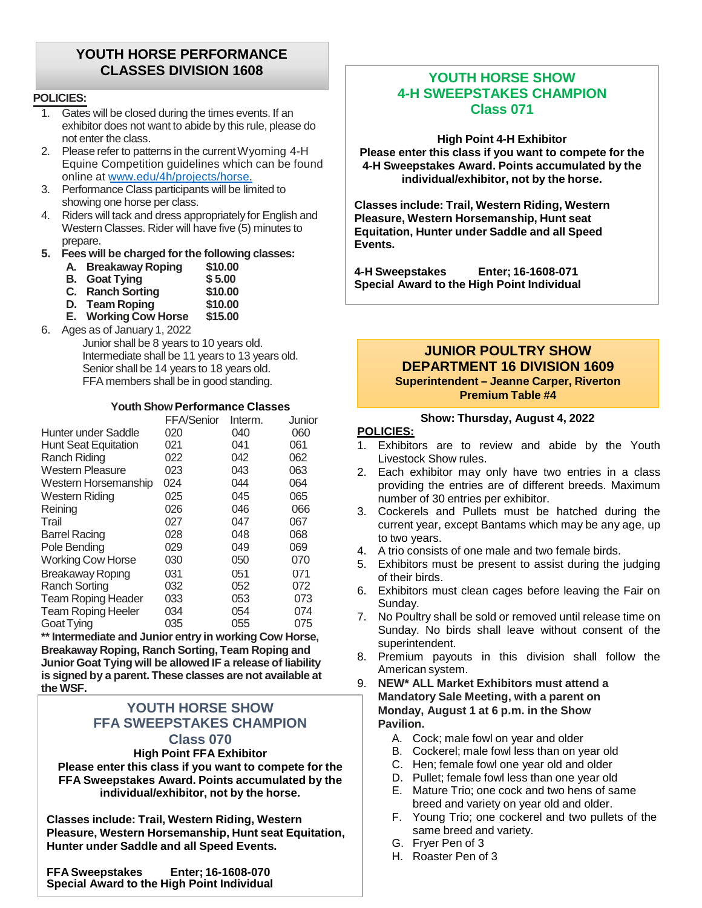## YOUTH HORSE PERFORMANCE CLASSES DIVISION 1608

**POLICIES:**

1. Gates will be closed during the times events. If an exhibitor does not want to abide by this rule, please do not enter the class.
2. Please refer to patterns in the current Wyoming 4-H Equine Competition guidelines which can be found online at www.edu/4h/projects/horse.
3. Performance Class participants will be limited to showing one horse per class.
4. Riders will tack and dress appropriately for English and Western Classes. Rider will have five (5) minutes to prepare.
5. **Fees will be charged for the following classes:**
   - **A. Breakaway Roping $10.00**
   - **B. Goat Tying $ 5.00**
   - **C. Ranch Sorting $10.00**
   - **D. Team Roping $10.00**
   - **E. Working Cow Horse $15.00**
6. Ages as of January 1, 2022
   - Junior shall be 8 years to 10 years old.
   - Intermediate shall be 11 years to 13 years old.
   - Senior shall be 14 years to 18 years old.
   - FFA members shall be in good standing.

**Youth Show Performance Classes**

| | FFA/Senior | Interm. | Junior |
|---|---|---|---|
| Hunter under Saddle | 020 | 040 | 060 |
| Hunt Seat Equitation | 021 | 041 | 061 |
| Ranch Riding | 022 | 042 | 062 |
| Western Pleasure | 023 | 043 | 063 |
| Western Horsemanship | 024 | 044 | 064 |
| Western Riding | 025 | 045 | 065 |
| Reining | 026 | 046 | 066 |
| Trail | 027 | 047 | 067 |
| Barrel Racing | 028 | 048 | 068 |
| Pole Bending | 029 | 049 | 069 |
| Working Cow Horse | 030 | 050 | 070 |
| Breakaway Roping | 031 | 051 | 071 |
| Ranch Sorting | 032 | 052 | 072 |
| Team Roping Header | 033 | 053 | 073 |
| Team Roping Heeler | 034 | 054 | 074 |
| Goat Tying | 035 | 055 | 075 |

**** Intermediate and Junior entry in working Cow Horse, Breakaway Roping, Ranch Sorting, Team Roping and Junior Goat Tying will be allowed IF a release of liability is signed by a parent. These classes are not available at the WSF.**

### YOUTH HORSE SHOW FFA SWEEPSTAKES CHAMPION Class 070

**High Point FFA Exhibitor**
**Please enter this class if you want to compete for the FFA Sweepstakes Award. Points accumulated by the individual/exhibitor, not by the horse.**

**Classes include: Trail, Western Riding, Western Pleasure, Western Horsemanship, Hunt seat Equitation, Hunter under Saddle and all Speed Events.**

**FFA Sweepstakes Enter; 16-1608-070**
**Special Award to the High Point Individual**

### YOUTH HORSE SHOW 4-H SWEEPSTAKES CHAMPION Class 071

**High Point 4-H Exhibitor**
**Please enter this class if you want to compete for the 4-H Sweepstakes Award. Points accumulated by the individual/exhibitor, not by the horse.**

**Classes include: Trail, Western Riding, Western Pleasure, Western Horsemanship, Hunt seat Equitation, Hunter under Saddle and all Speed Events.**

**4-H Sweepstakes Enter; 16-1608-071**
**Special Award to the High Point Individual**

## JUNIOR POULTRY SHOW DEPARTMENT 16 DIVISION 1609

**Superintendent – Jeanne Carper, Riverton**
**Premium Table #4**

**Show: Thursday, August 4, 2022**

**POLICIES:**

1. Exhibitors are to review and abide by the Youth Livestock Show rules.
2. Each exhibitor may only have two entries in a class providing the entries are of different breeds. Maximum number of 30 entries per exhibitor.
3. Cockerels and Pullets must be hatched during the current year, except Bantams which may be any age, up to two years.
4. A trio consists of one male and two female birds.
5. Exhibitors must be present to assist during the judging of their birds.
6. Exhibitors must clean cages before leaving the Fair on Sunday.
7. No Poultry shall be sold or removed until release time on Sunday. No birds shall leave without consent of the superintendent.
8. Premium payouts in this division shall follow the American system.
9. **NEW* ALL Market Exhibitors must attend a Mandatory Sale Meeting, with a parent on Monday, August 1 at 6 p.m. in the Show Pavilion.**
   - A. Cock; male fowl on year and older
   - B. Cockerel; male fowl less than on year old
   - C. Hen; female fowl one year old and older
   - D. Pullet; female fowl less than one year old
   - E. Mature Trio; one cock and two hens of same breed and variety on year old and older.
   - F. Young Trio; one cockerel and two pullets of the same breed and variety.
   - G. Fryer Pen of 3
   - H. Roaster Pen of 3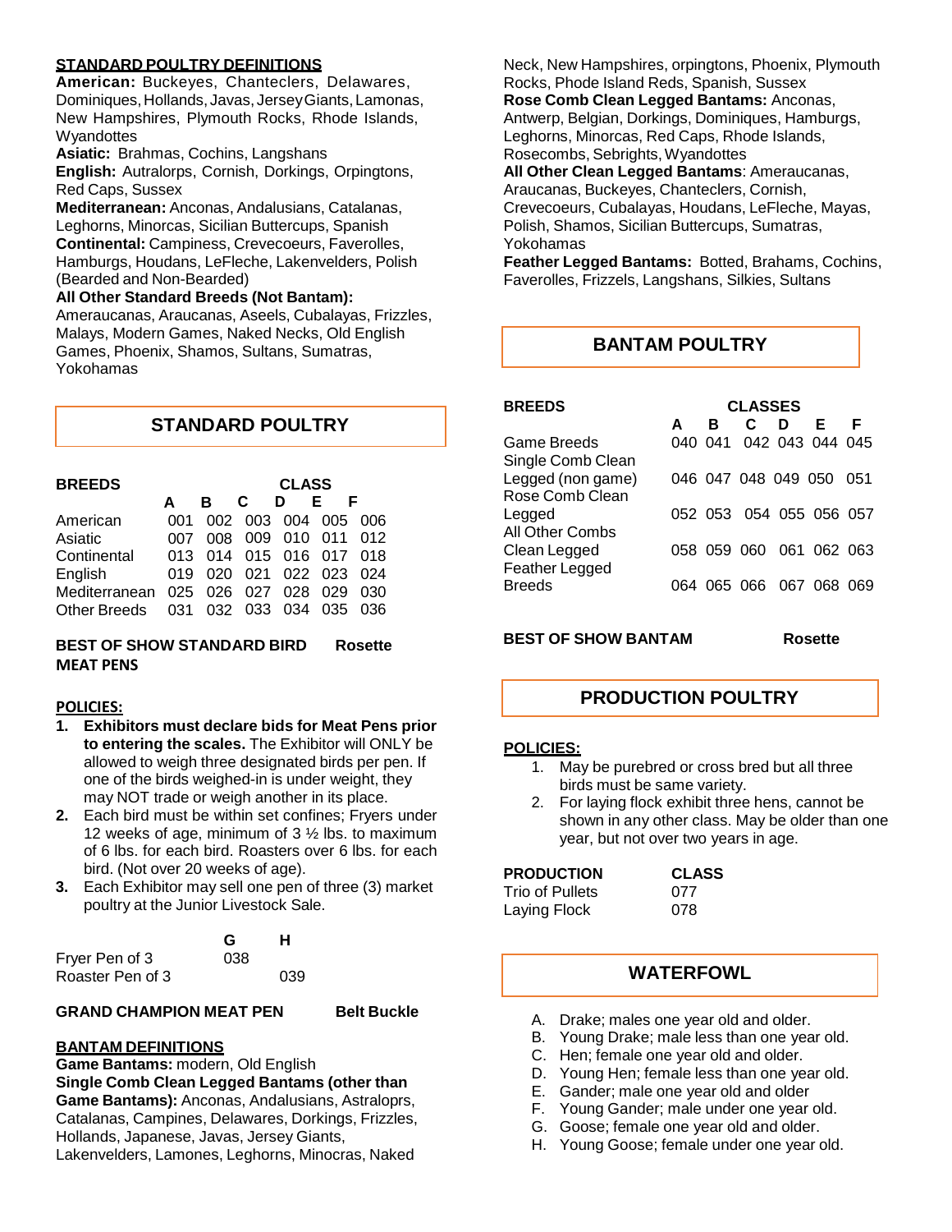**STANDARD POULTRY DEFINITIONS**

**American:** Buckeyes, Chanteclers, Delawares, Dominiques, Hollands, Javas, Jersey Giants, Lamonas, New Hampshires, Plymouth Rocks, Rhode Islands, Wyandottes

**Asiatic:** Brahmas, Cochins, Langshans

**English:** Autralorps, Cornish, Dorkings, Orpingtons, Red Caps, Sussex

**Mediterranean:** Anconas, Andalusians, Catalanas, Leghorns, Minorcas, Sicilian Buttercups, Spanish

**Continental:** Campiness, Crevecoeurs, Faverolles, Hamburgs, Houdans, LeFleche, Lakenvelders, Polish (Bearded and Non-Bearded)

**All Other Standard Breeds (Not Bantam):** Ameraucanas, Araucanas, Aseels, Cubalayas, Frizzles, Malays, Modern Games, Naked Necks, Old English Games, Phoenix, Shamos, Sultans, Sumatras, Yokohamas

## STANDARD POULTRY

| BREEDS | A | B | C | D | E | F |
|---|---|---|---|---|---|---|
| American | 001 | 002 | 003 | 004 | 005 | 006 |
| Asiatic | 007 | 008 | 009 | 010 | 011 | 012 |
| Continental | 013 | 014 | 015 | 016 | 017 | 018 |
| English | 019 | 020 | 021 | 022 | 023 | 024 |
| Mediterranean | 025 | 026 | 027 | 028 | 029 | 030 |
| Other Breeds | 031 | 032 | 033 | 034 | 035 | 036 |

**BEST OF SHOW STANDARD BIRD** **Rosette**

**MEAT PENS**

**POLICIES:**

1. **Exhibitors must declare bids for Meat Pens prior to entering the scales.** The Exhibitor will ONLY be allowed to weigh three designated birds per pen. If one of the birds weighed-in is under weight, they may NOT trade or weigh another in its place.
2. Each bird must be within set confines; Fryers under 12 weeks of age, minimum of 3 ½ lbs. to maximum of 6 lbs. for each bird. Roasters over 6 lbs. for each bird. (Not over 20 weeks of age).
3. Each Exhibitor may sell one pen of three (3) market poultry at the Junior Livestock Sale.

| | G | H |
|---|---|---|
| Fryer Pen of 3 | 038 | |
| Roaster Pen of 3 | | 039 |

**GRAND CHAMPION MEAT PEN** **Belt Buckle**

**BANTAM DEFINITIONS**

**Game Bantams:** modern, Old English

**Single Comb Clean Legged Bantams (other than Game Bantams):** Anconas, Andalusians, Astraloprs, Catalanas, Campines, Delawares, Dorkings, Frizzles, Hollands, Japanese, Javas, Jersey Giants, Lakenvelders, Lamones, Leghorns, Minocras, Naked Neck, New Hampshires, orpingtons, Phoenix, Plymouth Rocks, Phode Island Reds, Spanish, Sussex

**Rose Comb Clean Legged Bantams:** Anconas, Antwerp, Belgian, Dorkings, Dominiques, Hamburgs, Leghorns, Minorcas, Red Caps, Rhode Islands, Rosecombs, Sebrights, Wyandottes

**All Other Clean Legged Bantams**: Ameraucanas, Araucanas, Buckeyes, Chanteclers, Cornish, Crevecoeurs, Cubalayas, Houdans, LeFleche, Mayas, Polish, Shamos, Sicilian Buttercups, Sumatras, Yokohamas

**Feather Legged Bantams:** Botted, Brahams, Cochins, Faverolles, Frizzels, Langshans, Silkies, Sultans

## BANTAM POULTRY

| BREEDS | A | B | C | D | E | F |
|---|---|---|---|---|---|---|
| Game Breeds | 040 | 041 | 042 | 043 | 044 | 045 |
| Single Comb Clean Legged (non game) | 046 | 047 | 048 | 049 | 050 | 051 |
| Rose Comb Clean Legged | 052 | 053 | 054 | 055 | 056 | 057 |
| All Other Combs Clean Legged | 058 | 059 | 060 | 061 | 062 | 063 |
| Feather Legged Breeds | 064 | 065 | 066 | 067 | 068 | 069 |

**BEST OF SHOW BANTAM** **Rosette**

## PRODUCTION POULTRY

**POLICIES:**

1. May be purebred or cross bred but all three birds must be same variety.
2. For laying flock exhibit three hens, cannot be shown in any other class. May be older than one year, but not over two years in age.

| PRODUCTION | CLASS |
|---|---|
| Trio of Pullets | 077 |
| Laying Flock | 078 |

## WATERFOWL

A. Drake; males one year old and older.
B. Young Drake; male less than one year old.
C. Hen; female one year old and older.
D. Young Hen; female less than one year old.
E. Gander; male one year old and older
F. Young Gander; male under one year old.
G. Goose; female one year old and older.
H. Young Goose; female under one year old.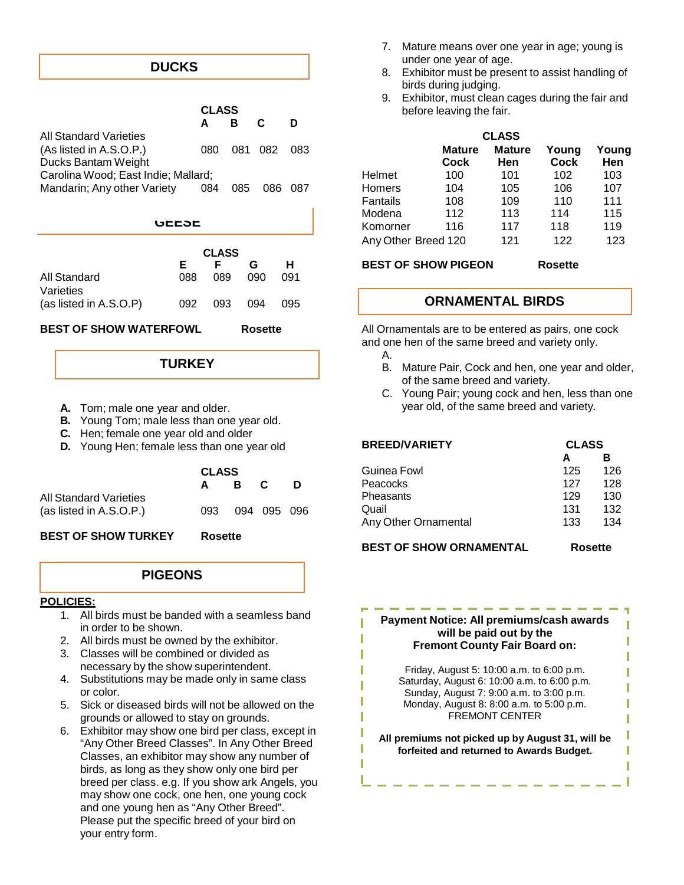## DUCKS

| | CLASS | | | |
|---|---|---|---|---|
| | A | B | C | D |
| All Standard Varieties (As listed in A.S.O.P.) | 080 | 081 | 082 | 083 |
| Ducks Bantam Weight Carolina Wood; East Indie; Mallard; Mandarin; Any other Variety | 084 | 085 | 086 | 087 |

## GEESE

| | CLASS | | | |
|---|---|---|---|---|
| | E | F | G | H |
| All Standard | 088 | 089 | 090 | 091 |
| Varieties (as listed in A.S.O.P) | 092 | 093 | 094 | 095 |

**BEST OF SHOW WATERFOWL** **Rosette**

## TURKEY

- **A.** Tom; male one year and older.
- **B.** Young Tom; male less than one year old.
- **C.** Hen; female one year old and older
- **D.** Young Hen; female less than one year old

| | CLASS | | | |
|---|---|---|---|---|
| | A | B | C | D |
| All Standard Varieties (as listed in A.S.O.P.) | 093 | 094 | 095 | 096 |

**BEST OF SHOW TURKEY** **Rosette**

## PIGEONS

**POLICIES:**

1. All birds must be banded with a seamless band in order to be shown.
2. All birds must be owned by the exhibitor.
3. Classes will be combined or divided as necessary by the show superintendent.
4. Substitutions may be made only in same class or color.
5. Sick or diseased birds will not be allowed on the grounds or allowed to stay on grounds.
6. Exhibitor may show one bird per class, except in "Any Other Breed Classes". In Any Other Breed Classes, an exhibitor may show any number of birds, as long as they show only one bird per breed per class. e.g. If you show ark Angels, you may show one cock, one hen, one young cock and one young hen as "Any Other Breed". Please put the specific breed of your bird on your entry form.
7. Mature means over one year in age; young is under one year of age.
8. Exhibitor must be present to assist handling of birds during judging.
9. Exhibitor, must clean cages during the fair and before leaving the fair.

| | CLASS | | | |
|---|---|---|---|---|
| | Mature Cock | Mature Hen | Young Cock | Young Hen |
| Helmet | 100 | 101 | 102 | 103 |
| Homers | 104 | 105 | 106 | 107 |
| Fantails | 108 | 109 | 110 | 111 |
| Modena | 112 | 113 | 114 | 115 |
| Komorner | 116 | 117 | 118 | 119 |
| Any Other Breed | 120 | 121 | 122 | 123 |

**BEST OF SHOW PIGEON** **Rosette**

## ORNAMENTAL BIRDS

All Ornamentals are to be entered as pairs, one cock and one hen of the same breed and variety only.

A.
B. Mature Pair, Cock and hen, one year and older, of the same breed and variety.
C. Young Pair; young cock and hen, less than one year old, of the same breed and variety.

| BREED/VARIETY | CLASS | |
|---|---|---|
| | A | B |
| Guinea Fowl | 125 | 126 |
| Peacocks | 127 | 128 |
| Pheasants | 129 | 130 |
| Quail | 131 | 132 |
| Any Other Ornamental | 133 | 134 |

**BEST OF SHOW ORNAMENTAL** **Rosette**

**Payment Notice: All premiums/cash awards will be paid out by the Fremont County Fair Board on:**

Friday, August 5: 10:00 a.m. to 6:00 p.m.
Saturday, August 6: 10:00 a.m. to 6:00 p.m.
Sunday, August 7: 9:00 a.m. to 3:00 p.m.
Monday, August 8: 8:00 a.m. to 5:00 p.m.
FREMONT CENTER

**All premiums not picked up by August 31, will be forfeited and returned to Awards Budget.**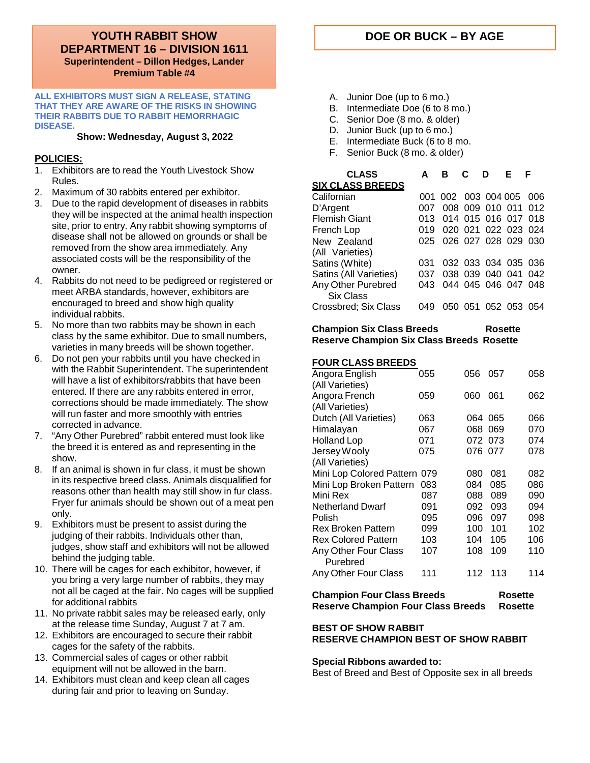## YOUTH RABBIT SHOW
## DEPARTMENT 16 – DIVISION 1611

**Superintendent – Dillon Hedges, Lander**
**Premium Table #4**

**ALL EXHIBITORS MUST SIGN A RELEASE, STATING THAT THEY ARE AWARE OF THE RISKS IN SHOWING THEIR RABBITS DUE TO RABBIT HEMORRHAGIC DISEASE.**

**Show: Wednesday, August 3, 2022**

**POLICIES:**

1. Exhibitors are to read the Youth Livestock Show Rules.
2. Maximum of 30 rabbits entered per exhibitor.
3. Due to the rapid development of diseases in rabbits they will be inspected at the animal health inspection site, prior to entry. Any rabbit showing symptoms of disease shall not be allowed on grounds or shall be removed from the show area immediately. Any associated costs will be the responsibility of the owner.
4. Rabbits do not need to be pedigreed or registered or meet ARBA standards, however, exhibitors are encouraged to breed and show high quality individual rabbits.
5. No more than two rabbits may be shown in each class by the same exhibitor. Due to small numbers, varieties in many breeds will be shown together.
6. Do not pen your rabbits until you have checked in with the Rabbit Superintendent. The superintendent will have a list of exhibitors/rabbits that have been entered. If there are any rabbits entered in error, corrections should be made immediately. The show will run faster and more smoothly with entries corrected in advance.
7. "Any Other Purebred" rabbit entered must look like the breed it is entered as and representing in the show.
8. If an animal is shown in fur class, it must be shown in its respective breed class. Animals disqualified for reasons other than health may still show in fur class. Fryer fur animals should be shown out of a meat pen only.
9. Exhibitors must be present to assist during the judging of their rabbits. Individuals other than, judges, show staff and exhibitors will not be allowed behind the judging table.
10. There will be cages for each exhibitor, however, if you bring a very large number of rabbits, they may not all be caged at the fair. No cages will be supplied for additional rabbits
11. No private rabbit sales may be released early, only at the release time Sunday, August 7 at 7 am.
12. Exhibitors are encouraged to secure their rabbit cages for the safety of the rabbits.
13. Commercial sales of cages or other rabbit equipment will not be allowed in the barn.
14. Exhibitors must clean and keep clean all cages during fair and prior to leaving on Sunday.

## DOE OR BUCK – BY AGE

A. Junior Doe (up to 6 mo.)
B. Intermediate Doe (6 to 8 mo.)
C. Senior Doe (8 mo. & older)
D. Junior Buck (up to 6 mo.)
E. Intermediate Buck (6 to 8 mo.
F. Senior Buck (8 mo. & older)

| CLASS | A | B | C | D | E | F |
|---|---|---|---|---|---|---|
| **SIX CLASS BREEDS** | | | | | | |
| Californian | 001 | 002 | 003 | 004 | 005 | 006 |
| D'Argent | 007 | 008 | 009 | 010 | 011 | 012 |
| Flemish Giant | 013 | 014 | 015 | 016 | 017 | 018 |
| French Lop | 019 | 020 | 021 | 022 | 023 | 024 |
| New Zealand (All Varieties) | 025 | 026 | 027 | 028 | 029 | 030 |
| Satins (White) | 031 | 032 | 033 | 034 | 035 | 036 |
| Satins (All Varieties) | 037 | 038 | 039 | 040 | 041 | 042 |
| Any Other Purebred Six Class | 043 | 044 | 045 | 046 | 047 | 048 |
| Crossbred; Six Class | 049 | 050 | 051 | 052 | 053 | 054 |

**Champion Six Class Breeds** — **Rosette**
**Reserve Champion Six Class Breeds** — **Rosette**

| CLASS | A | B | C | D | E | F |
|---|---|---|---|---|---|---|
| **FOUR CLASS BREEDS** | | | | | | |
| Angora English (All Varieties) | 055 | | 056 | 057 | | 058 |
| Angora French (All Varieties) | 059 | | 060 | 061 | | 062 |
| Dutch (All Varieties) | 063 | | 064 | 065 | | 066 |
| Himalayan | 067 | | 068 | 069 | | 070 |
| Holland Lop | 071 | | 072 | 073 | | 074 |
| Jersey Wooly (All Varieties) | 075 | | 076 | 077 | | 078 |
| Mini Lop Colored Pattern | 079 | | 080 | 081 | | 082 |
| Mini Lop Broken Pattern | 083 | | 084 | 085 | | 086 |
| Mini Rex | 087 | | 088 | 089 | | 090 |
| Netherland Dwarf | 091 | | 092 | 093 | | 094 |
| Polish | 095 | | 096 | 097 | | 098 |
| Rex Broken Pattern | 099 | | 100 | 101 | | 102 |
| Rex Colored Pattern | 103 | | 104 | 105 | | 106 |
| Any Other Four Class Purebred | 107 | | 108 | 109 | | 110 |
| Any Other Four Class | 111 | | 112 | 113 | | 114 |

**Champion Four Class Breeds** — **Rosette**
**Reserve Champion Four Class Breeds** — **Rosette**

**BEST OF SHOW RABBIT**
**RESERVE CHAMPION BEST OF SHOW RABBIT**

**Special Ribbons awarded to:**
Best of Breed and Best of Opposite sex in all breeds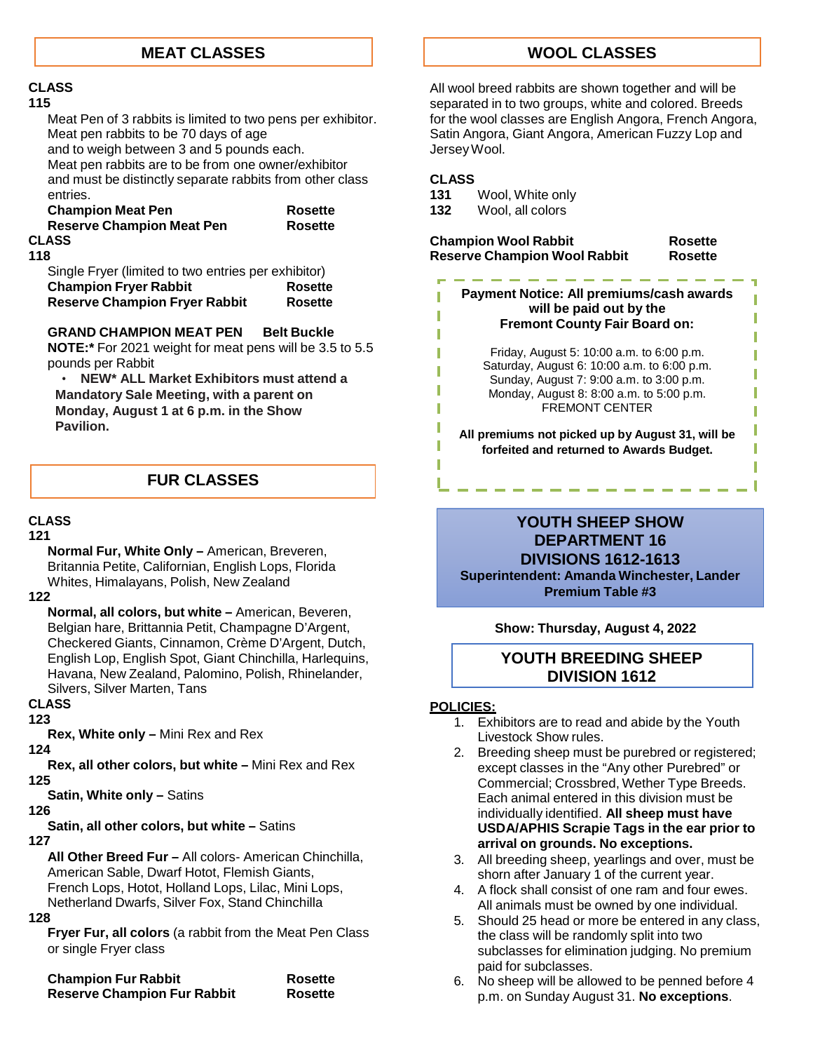## MEAT CLASSES

**CLASS**
**115**

Meat Pen of 3 rabbits is limited to two pens per exhibitor.
Meat pen rabbits to be 70 days of age
and to weigh between 3 and 5 pounds each.
Meat pen rabbits are to be from one owner/exhibitor and must be distinctly separate rabbits from other class entries.

| | |
|---|---|
| **Champion Meat Pen** | **Rosette** |
| **Reserve Champion Meat Pen** | **Rosette** |

**CLASS**
**118**

Single Fryer (limited to two entries per exhibitor)

| | |
|---|---|
| **Champion Fryer Rabbit** | **Rosette** |
| **Reserve Champion Fryer Rabbit** | **Rosette** |

**GRAND CHAMPION MEAT PEN** **Belt Buckle**

**NOTE:*** For 2021 weight for meat pens will be 3.5 to 5.5 pounds per Rabbit

- **NEW* ALL Market Exhibitors must attend a Mandatory Sale Meeting, with a parent on Monday, August 1 at 6 p.m. in the Show Pavilion.**

## FUR CLASSES

**CLASS**
**121**

**Normal Fur, White Only –** American, Breveren, Britannia Petite, Californian, English Lops, Florida Whites, Himalayans, Polish, New Zealand

**122**

**Normal, all colors, but white –** American, Beveren, Belgian hare, Brittannia Petit, Champagne D'Argent, Checkered Giants, Cinnamon, Crème D'Argent, Dutch, English Lop, English Spot, Giant Chinchilla, Harlequins, Havana, New Zealand, Palomino, Polish, Rhinelander, Silvers, Silver Marten, Tans

**CLASS**
**123**

**Rex, White only –** Mini Rex and Rex

**124**

**Rex, all other colors, but white –** Mini Rex and Rex

**125**

**Satin, White only –** Satins

**126**

**Satin, all other colors, but white –** Satins

**127**

**All Other Breed Fur –** All colors- American Chinchilla, American Sable, Dwarf Hotot, Flemish Giants, French Lops, Hotot, Holland Lops, Lilac, Mini Lops, Netherland Dwarfs, Silver Fox, Stand Chinchilla

**128**

**Fryer Fur, all colors** (a rabbit from the Meat Pen Class or single Fryer class

| | |
|---|---|
| **Champion Fur Rabbit** | **Rosette** |
| **Reserve Champion Fur Rabbit** | **Rosette** |

## WOOL CLASSES

All wool breed rabbits are shown together and will be separated in to two groups, white and colored. Breeds for the wool classes are English Angora, French Angora, Satin Angora, Giant Angora, American Fuzzy Lop and Jersey Wool.

**CLASS**

**131** Wool, White only
**132** Wool, all colors

| | |
|---|---|
| **Champion Wool Rabbit** | **Rosette** |
| **Reserve Champion Wool Rabbit** | **Rosette** |

**Payment Notice: All premiums/cash awards will be paid out by the Fremont County Fair Board on:**

Friday, August 5: 10:00 a.m. to 6:00 p.m.
Saturday, August 6: 10:00 a.m. to 6:00 p.m.
Sunday, August 7: 9:00 a.m. to 3:00 p.m.
Monday, August 8: 8:00 a.m. to 5:00 p.m.
FREMONT CENTER

**All premiums not picked up by August 31, will be forfeited and returned to Awards Budget.**

## YOUTH SHEEP SHOW DEPARTMENT 16 DIVISIONS 1612-1613

**Superintendent: Amanda Winchester, Lander**
**Premium Table #3**

**Show: Thursday, August 4, 2022**

## YOUTH BREEDING SHEEP DIVISION 1612

**POLICIES:**

1. Exhibitors are to read and abide by the Youth Livestock Show rules.
2. Breeding sheep must be purebred or registered; except classes in the "Any other Purebred" or Commercial; Crossbred, Wether Type Breeds. Each animal entered in this division must be individually identified. **All sheep must have USDA/APHIS Scrapie Tags in the ear prior to arrival on grounds. No exceptions.**
3. All breeding sheep, yearlings and over, must be shorn after January 1 of the current year.
4. A flock shall consist of one ram and four ewes. All animals must be owned by one individual.
5. Should 25 head or more be entered in any class, the class will be randomly split into two subclasses for elimination judging. No premium paid for subclasses.
6. No sheep will be allowed to be penned before 4 p.m. on Sunday August 31. **No exceptions**.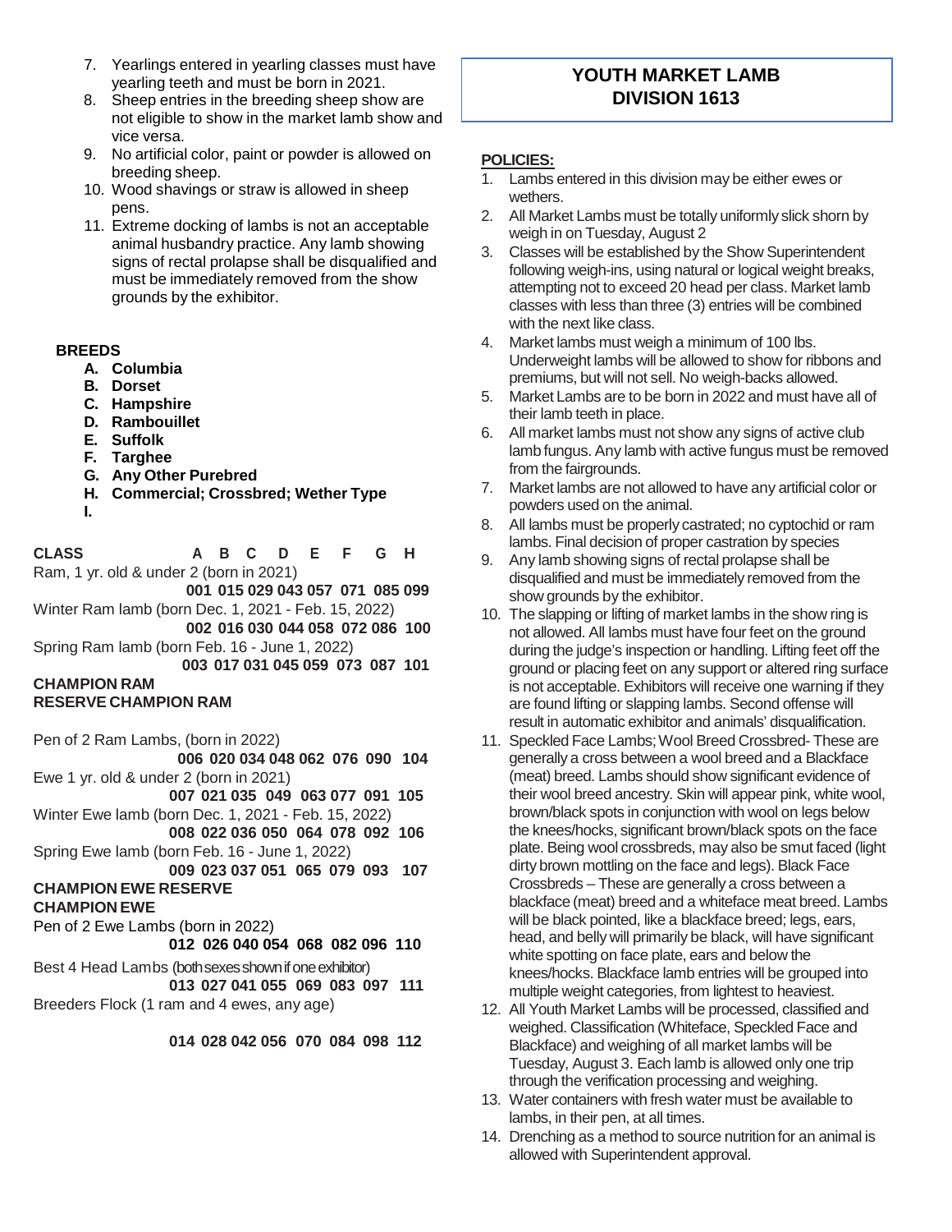7. Yearlings entered in yearling classes must have yearling teeth and must be born in 2021.
8. Sheep entries in the breeding sheep show are not eligible to show in the market lamb show and vice versa.
9. No artificial color, paint or powder is allowed on breeding sheep.
10. Wood shavings or straw is allowed in sheep pens.
11. Extreme docking of lambs is not an acceptable animal husbandry practice. Any lamb showing signs of rectal prolapse shall be disqualified and must be immediately removed from the show grounds by the exhibitor.

**BREEDS**

- **A. Columbia**
- **B. Dorset**
- **C. Hampshire**
- **D. Rambouillet**
- **E. Suffolk**
- **F. Targhee**
- **G. Any Other Purebred**
- **H. Commercial; Crossbred; Wether Type**
- **I.**

| CLASS | A | B | C | D | E | F | G | H |
|---|---|---|---|---|---|---|---|---|
| Ram, 1 yr. old & under 2 (born in 2021) | 001 | 015 | 029 | 043 | 057 | 071 | 085 | 099 |
| Winter Ram lamb (born Dec. 1, 2021 - Feb. 15, 2022) | 002 | 016 | 030 | 044 | 058 | 072 | 086 | 100 |
| Spring Ram lamb (born Feb. 16 - June 1, 2022) | 003 | 017 | 031 | 045 | 059 | 073 | 087 | 101 |
| **CHAMPION RAM** | | | | | | | | |
| **RESERVE CHAMPION RAM** | | | | | | | | |
| Pen of 2 Ram Lambs, (born in 2022) | 006 | 020 | 034 | 048 | 062 | 076 | 090 | 104 |
| Ewe 1 yr. old & under 2 (born in 2021) | 007 | 021 | 035 | 049 | 063 | 077 | 091 | 105 |
| Winter Ewe lamb (born Dec. 1, 2021 - Feb. 15, 2022) | 008 | 022 | 036 | 050 | 064 | 078 | 092 | 106 |
| Spring Ewe lamb (born Feb. 16 - June 1, 2022) | 009 | 023 | 037 | 051 | 065 | 079 | 093 | 107 |
| **CHAMPION EWE RESERVE** | | | | | | | | |
| **CHAMPION EWE** | | | | | | | | |
| Pen of 2 Ewe Lambs (born in 2022) | 012 | 026 | 040 | 054 | 068 | 082 | 096 | 110 |
| Best 4 Head Lambs (both sexes shown if one exhibitor) | 013 | 027 | 041 | 055 | 069 | 083 | 097 | 111 |
| Breeders Flock (1 ram and 4 ewes, any age) | 014 | 028 | 042 | 056 | 070 | 084 | 098 | 112 |

## YOUTH MARKET LAMB DIVISION 1613

**POLICIES:**

1. Lambs entered in this division may be either ewes or wethers.
2. All Market Lambs must be totally uniformly slick shorn by weigh in on Tuesday, August 2
3. Classes will be established by the Show Superintendent following weigh-ins, using natural or logical weight breaks, attempting not to exceed 20 head per class. Market lamb classes with less than three (3) entries will be combined with the next like class.
4. Market lambs must weigh a minimum of 100 lbs. Underweight lambs will be allowed to show for ribbons and premiums, but will not sell. No weigh-backs allowed.
5. Market Lambs are to be born in 2022 and must have all of their lamb teeth in place.
6. All market lambs must not show any signs of active club lamb fungus. Any lamb with active fungus must be removed from the fairgrounds.
7. Market lambs are not allowed to have any artificial color or powders used on the animal.
8. All lambs must be properly castrated; no cyptochid or ram lambs. Final decision of proper castration by species
9. Any lamb showing signs of rectal prolapse shall be disqualified and must be immediately removed from the show grounds by the exhibitor.
10. The slapping or lifting of market lambs in the show ring is not allowed. All lambs must have four feet on the ground during the judge's inspection or handling. Lifting feet off the ground or placing feet on any support or altered ring surface is not acceptable. Exhibitors will receive one warning if they are found lifting or slapping lambs. Second offense will result in automatic exhibitor and animals' disqualification.
11. Speckled Face Lambs; Wool Breed Crossbred- These are generally a cross between a wool breed and a Blackface (meat) breed. Lambs should show significant evidence of their wool breed ancestry. Skin will appear pink, white wool, brown/black spots in conjunction with wool on legs below the knees/hocks, significant brown/black spots on the face plate. Being wool crossbreds, may also be smut faced (light dirty brown mottling on the face and legs). Black Face Crossbreds – These are generally a cross between a blackface (meat) breed and a whiteface meat breed. Lambs will be black pointed, like a blackface breed; legs, ears, head, and belly will primarily be black, will have significant white spotting on face plate, ears and below the knees/hocks. Blackface lamb entries will be grouped into multiple weight categories, from lightest to heaviest.
12. All Youth Market Lambs will be processed, classified and weighed. Classification (Whiteface, Speckled Face and Blackface) and weighing of all market lambs will be Tuesday, August 3. Each lamb is allowed only one trip through the verification processing and weighing.
13. Water containers with fresh water must be available to lambs, in their pen, at all times.
14. Drenching as a method to source nutrition for an animal is allowed with Superintendent approval.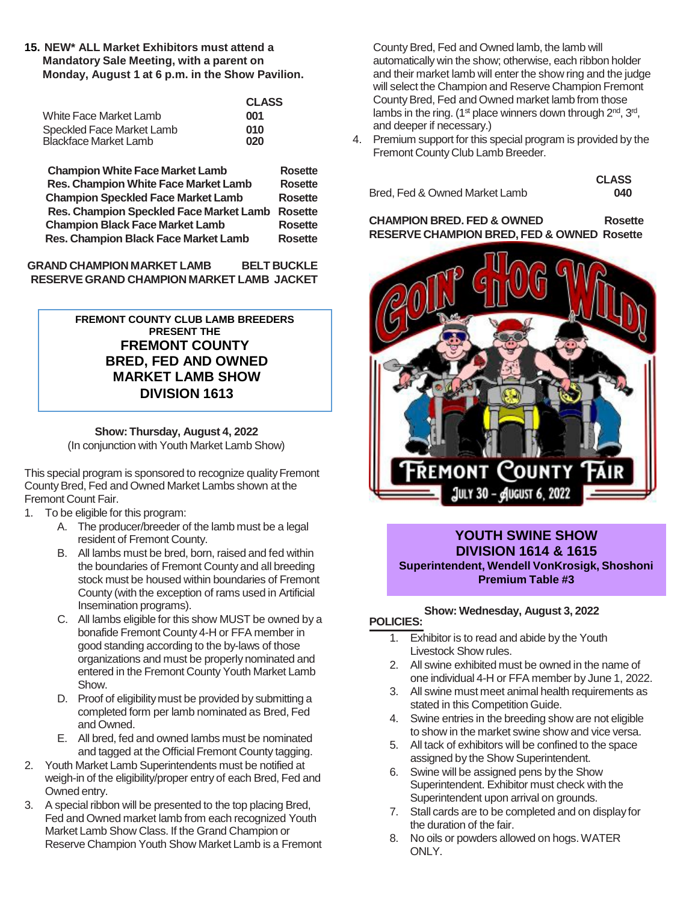**15. NEW\* ALL Market Exhibitors must attend a Mandatory Sale Meeting, with a parent on Monday, August 1 at 6 p.m. in the Show Pavilion.**

| | CLASS |
|---|---|
| White Face Market Lamb | 001 |
| Speckled Face Market Lamb | 010 |
| Blackface Market Lamb | 020 |

| | |
|---|---|
| **Champion White Face Market Lamb** | **Rosette** |
| **Res. Champion White Face Market Lamb** | **Rosette** |
| **Champion Speckled Face Market Lamb** | **Rosette** |
| **Res. Champion Speckled Face Market Lamb** | **Rosette** |
| **Champion Black Face Market Lamb** | **Rosette** |
| **Res. Champion Black Face Market Lamb** | **Rosette** |

| | |
|---|---|
| **GRAND CHAMPION MARKET LAMB** | **BELT BUCKLE** |
| **RESERVE GRAND CHAMPION MARKET LAMB** | **JACKET** |

**FREMONT COUNTY CLUB LAMB BREEDERS PRESENT THE**

## FREMONT COUNTY BRED, FED AND OWNED MARKET LAMB SHOW DIVISION 1613

**Show: Thursday, August 4, 2022**
(In conjunction with Youth Market Lamb Show)

This special program is sponsored to recognize quality Fremont County Bred, Fed and Owned Market Lambs shown at the Fremont Count Fair.

1. To be eligible for this program:
   A. The producer/breeder of the lamb must be a legal resident of Fremont County.
   B. All lambs must be bred, born, raised and fed within the boundaries of Fremont County and all breeding stock must be housed within boundaries of Fremont County (with the exception of rams used in Artificial Insemination programs).
   C. All lambs eligible for this show MUST be owned by a bonafide Fremont County 4-H or FFA member in good standing according to the by-laws of those organizations and must be properly nominated and entered in the Fremont County Youth Market Lamb Show.
   D. Proof of eligibility must be provided by submitting a completed form per lamb nominated as Bred, Fed and Owned.
   E. All bred, fed and owned lambs must be nominated and tagged at the Official Fremont County tagging.
2. Youth Market Lamb Superintendents must be notified at weigh-in of the eligibility/proper entry of each Bred, Fed and Owned entry.
3. A special ribbon will be presented to the top placing Bred, Fed and Owned market lamb from each recognized Youth Market Lamb Show Class. If the Grand Champion or Reserve Champion Youth Show Market Lamb is a Fremont County Bred, Fed and Owned lamb, the lamb will automatically win the show; otherwise, each ribbon holder and their market lamb will enter the show ring and the judge will select the Champion and Reserve Champion Fremont County Bred, Fed and Owned market lamb from those lambs in the ring. (1st place winners down through 2nd, 3rd, and deeper if necessary.)
4. Premium support for this special program is provided by the Fremont County Club Lamb Breeder.

| | CLASS |
|---|---|
| Bred, Fed & Owned Market Lamb | 040 |

| | |
|---|---|
| **CHAMPION BRED. FED & OWNED** | **Rosette** |
| **RESERVE CHAMPION BRED, FED & OWNED** | **Rosette** |

GOIN' HOG WILD! FREMONT COUNTY FAIR July 30 – August 6, 2022

## YOUTH SWINE SHOW DIVISION 1614 & 1615

**Superintendent, Wendell VonKrosigk, Shoshoni**
**Premium Table #3**

**Show: Wednesday, August 3, 2022**

**POLICIES:**

1. Exhibitor is to read and abide by the Youth Livestock Show rules.
2. All swine exhibited must be owned in the name of one individual 4-H or FFA member by June 1, 2022.
3. All swine must meet animal health requirements as stated in this Competition Guide.
4. Swine entries in the breeding show are not eligible to show in the market swine show and vice versa.
5. All tack of exhibitors will be confined to the space assigned by the Show Superintendent.
6. Swine will be assigned pens by the Show Superintendent. Exhibitor must check with the Superintendent upon arrival on grounds.
7. Stall cards are to be completed and on display for the duration of the fair.
8. No oils or powders allowed on hogs. WATER ONLY.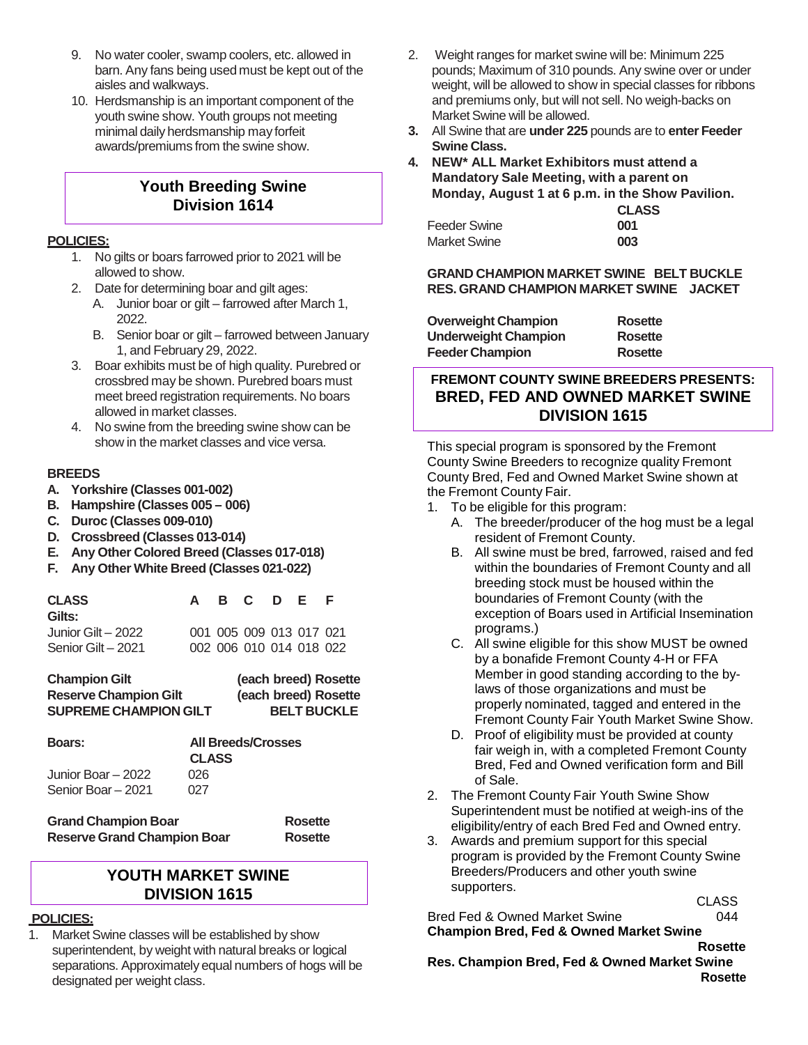9. No water cooler, swamp coolers, etc. allowed in barn. Any fans being used must be kept out of the aisles and walkways.
10. Herdsmanship is an important component of the youth swine show. Youth groups not meeting minimal daily herdsmanship may forfeit awards/premiums from the swine show.

## Youth Breeding Swine Division 1614

**POLICIES:**

1. No gilts or boars farrowed prior to 2021 will be allowed to show.
2. Date for determining boar and gilt ages:
   A. Junior boar or gilt – farrowed after March 1, 2022.
   B. Senior boar or gilt – farrowed between January 1, and February 29, 2022.
3. Boar exhibits must be of high quality. Purebred or crossbred may be shown. Purebred boars must meet breed registration requirements. No boars allowed in market classes.
4. No swine from the breeding swine show can be show in the market classes and vice versa.

**BREEDS**

**A. Yorkshire (Classes 001-002)**
**B. Hampshire (Classes 005 – 006)**
**C. Duroc (Classes 009-010)**
**D. Crossbreed (Classes 013-014)**
**E. Any Other Colored Breed (Classes 017-018)**
**F. Any Other White Breed (Classes 021-022)**

| CLASS | A | B | C | D | E | F |
|---|---|---|---|---|---|---|
| **Gilts:** | | | | | | |
| Junior Gilt – 2022 | 001 | 005 | 009 | 013 | 017 | 021 |
| Senior Gilt – 2021 | 002 | 006 | 010 | 014 | 018 | 022 |

| | |
|---|---|
| **Champion Gilt** | **(each breed) Rosette** |
| **Reserve Champion Gilt** | **(each breed) Rosette** |
| **SUPREME CHAMPION GILT** | **BELT BUCKLE** |

| **Boars:** | **All Breeds/Crosses CLASS** |
|---|---|
| Junior Boar – 2022 | 026 |
| Senior Boar – 2021 | 027 |

| | |
|---|---|
| **Grand Champion Boar** | **Rosette** |
| **Reserve Grand Champion Boar** | **Rosette** |

## YOUTH MARKET SWINE DIVISION 1615

**POLICIES:**

1. Market Swine classes will be established by show superintendent, by weight with natural breaks or logical separations. Approximately equal numbers of hogs will be designated per weight class.
2. Weight ranges for market swine will be: Minimum 225 pounds; Maximum of 310 pounds. Any swine over or under weight, will be allowed to show in special classes for ribbons and premiums only, but will not sell. No weigh-backs on Market Swine will be allowed.
3. All Swine that are **under 225** pounds are to **enter Feeder Swine Class.**
4. **NEW\* ALL Market Exhibitors must attend a Mandatory Sale Meeting, with a parent on Monday, August 1 at 6 p.m. in the Show Pavilion.**

| | **CLASS** |
|---|---|
| Feeder Swine | **001** |
| Market Swine | **003** |

**GRAND CHAMPION MARKET SWINE BELT BUCKLE**
**RES. GRAND CHAMPION MARKET SWINE JACKET**

| | |
|---|---|
| **Overweight Champion** | **Rosette** |
| **Underweight Champion** | **Rosette** |
| **Feeder Champion** | **Rosette** |

## FREMONT COUNTY SWINE BREEDERS PRESENTS: BRED, FED AND OWNED MARKET SWINE DIVISION 1615

This special program is sponsored by the Fremont County Swine Breeders to recognize quality Fremont County Bred, Fed and Owned Market Swine shown at the Fremont County Fair.

1. To be eligible for this program:
   A. The breeder/producer of the hog must be a legal resident of Fremont County.
   B. All swine must be bred, farrowed, raised and fed within the boundaries of Fremont County and all breeding stock must be housed within the boundaries of Fremont County (with the exception of Boars used in Artificial Insemination programs.)
   C. All swine eligible for this show MUST be owned by a bonafide Fremont County 4-H or FFA Member in good standing according to the by-laws of those organizations and must be properly nominated, tagged and entered in the Fremont County Fair Youth Market Swine Show.
   D. Proof of eligibility must be provided at county fair weigh in, with a completed Fremont County Bred, Fed and Owned verification form and Bill of Sale.
2. The Fremont County Fair Youth Swine Show Superintendent must be notified at weigh-ins of the eligibility/entry of each Bred Fed and Owned entry.
3. Awards and premium support for this special program is provided by the Fremont County Swine Breeders/Producers and other youth swine supporters.

| | CLASS |
|---|---|
| Bred Fed & Owned Market Swine | 044 |

**Champion Bred, Fed & Owned Market Swine** **Rosette**
**Res. Champion Bred, Fed & Owned Market Swine** **Rosette**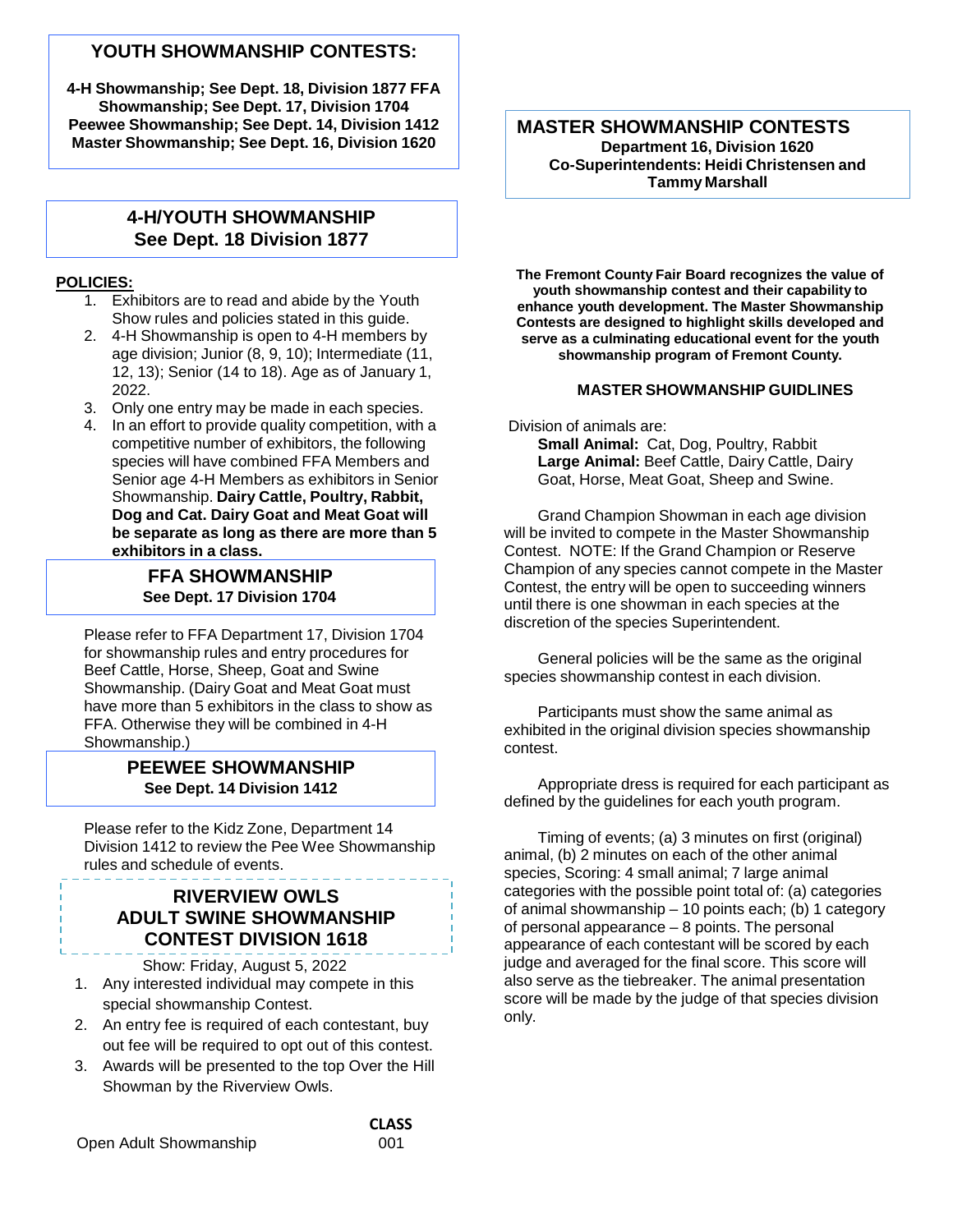## YOUTH SHOWMANSHIP CONTESTS:

**4-H Showmanship; See Dept. 18, Division 1877 FFA Showmanship; See Dept. 17, Division 1704 Peewee Showmanship; See Dept. 14, Division 1412 Master Showmanship; See Dept. 16, Division 1620**

## 4-H/YOUTH SHOWMANSHIP
### See Dept. 18 Division 1877

**POLICIES:**

1. Exhibitors are to read and abide by the Youth Show rules and policies stated in this guide.
2. 4-H Showmanship is open to 4-H members by age division; Junior (8, 9, 10); Intermediate (11, 12, 13); Senior (14 to 18). Age as of January 1, 2022.
3. Only one entry may be made in each species.
4. In an effort to provide quality competition, with a competitive number of exhibitors, the following species will have combined FFA Members and Senior age 4-H Members as exhibitors in Senior Showmanship. **Dairy Cattle, Poultry, Rabbit, Dog and Cat. Dairy Goat and Meat Goat will be separate as long as there are more than 5 exhibitors in a class.**

## FFA SHOWMANSHIP
**See Dept. 17 Division 1704**

Please refer to FFA Department 17, Division 1704 for showmanship rules and entry procedures for Beef Cattle, Horse, Sheep, Goat and Swine Showmanship. (Dairy Goat and Meat Goat must have more than 5 exhibitors in the class to show as FFA. Otherwise they will be combined in 4-H Showmanship.)

## PEEWEE SHOWMANSHIP
**See Dept. 14 Division 1412**

Please refer to the Kidz Zone, Department 14 Division 1412 to review the Pee Wee Showmanship rules and schedule of events.

## RIVERVIEW OWLS ADULT SWINE SHOWMANSHIP CONTEST DIVISION 1618

Show: Friday, August 5, 2022

1. Any interested individual may compete in this special showmanship Contest.
2. An entry fee is required of each contestant, buy out fee will be required to opt out of this contest.
3. Awards will be presented to the top Over the Hill Showman by the Riverview Owls.

| | CLASS |
|---|---|
| Open Adult Showmanship | 001 |

## MASTER SHOWMANSHIP CONTESTS
**Department 16, Division 1620**
**Co-Superintendents: Heidi Christensen and Tammy Marshall**

**The Fremont County Fair Board recognizes the value of youth showmanship contest and their capability to enhance youth development. The Master Showmanship Contests are designed to highlight skills developed and serve as a culminating educational event for the youth showmanship program of Fremont County.**

### MASTER SHOWMANSHIP GUIDLINES

Division of animals are:

**Small Animal:** Cat, Dog, Poultry, Rabbit
**Large Animal:** Beef Cattle, Dairy Cattle, Dairy Goat, Horse, Meat Goat, Sheep and Swine.

Grand Champion Showman in each age division will be invited to compete in the Master Showmanship Contest. NOTE: If the Grand Champion or Reserve Champion of any species cannot compete in the Master Contest, the entry will be open to succeeding winners until there is one showman in each species at the discretion of the species Superintendent.

General policies will be the same as the original species showmanship contest in each division.

Participants must show the same animal as exhibited in the original division species showmanship contest.

Appropriate dress is required for each participant as defined by the guidelines for each youth program.

Timing of events; (a) 3 minutes on first (original) animal, (b) 2 minutes on each of the other animal species, Scoring: 4 small animal; 7 large animal categories with the possible point total of: (a) categories of animal showmanship – 10 points each; (b) 1 category of personal appearance – 8 points. The personal appearance of each contestant will be scored by each judge and averaged for the final score. This score will also serve as the tiebreaker. The animal presentation score will be made by the judge of that species division only.